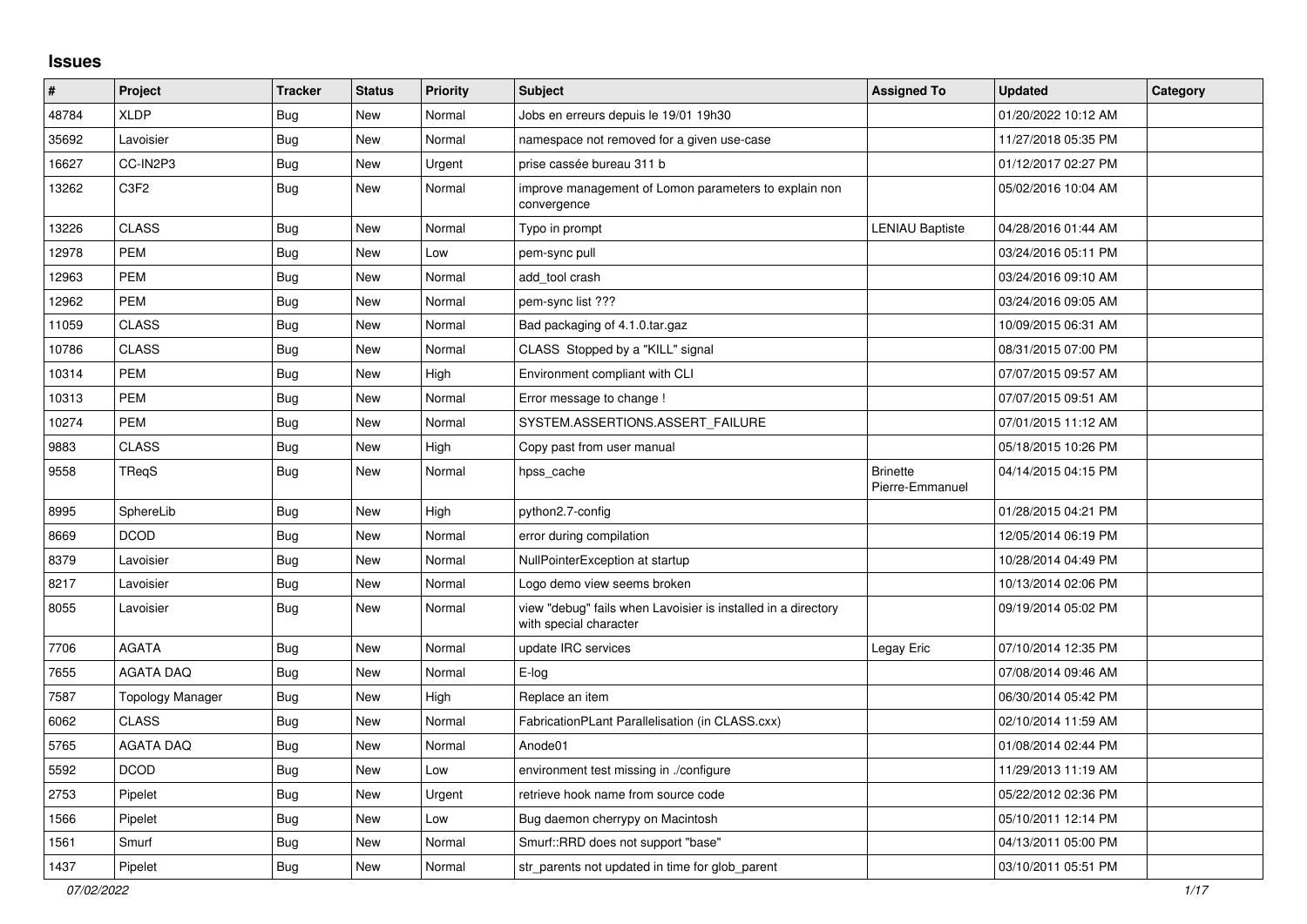# Issues

| # | Project | Tracker | Status | Priority | Subject | Assigned To | Updated | Category |
|---|---|---|---|---|---|---|---|---|
| 48784 | XLDP | Bug | New | Normal | Jobs en erreurs depuis le 19/01 19h30 | | 01/20/2022 10:12 AM | |
| 35692 | Lavoisier | Bug | New | Normal | namespace not removed for a given use-case | | 11/27/2018 05:35 PM | |
| 16627 | CC-IN2P3 | Bug | New | Urgent | prise cassée bureau 311 b | | 01/12/2017 02:27 PM | |
| 13262 | C3F2 | Bug | New | Normal | improve management of Lomon parameters to explain non convergence | | 05/02/2016 10:04 AM | |
| 13226 | CLASS | Bug | New | Normal | Typo in prompt | LENIAU Baptiste | 04/28/2016 01:44 AM | |
| 12978 | PEM | Bug | New | Low | pem-sync pull | | 03/24/2016 05:11 PM | |
| 12963 | PEM | Bug | New | Normal | add_tool crash | | 03/24/2016 09:10 AM | |
| 12962 | PEM | Bug | New | Normal | pem-sync list ??? | | 03/24/2016 09:05 AM | |
| 11059 | CLASS | Bug | New | Normal | Bad packaging of 4.1.0.tar.gaz | | 10/09/2015 06:31 AM | |
| 10786 | CLASS | Bug | New | Normal | CLASS Stopped by a "KILL" signal | | 08/31/2015 07:00 PM | |
| 10314 | PEM | Bug | New | High | Environment compliant with CLI | | 07/07/2015 09:57 AM | |
| 10313 | PEM | Bug | New | Normal | Error message to change ! | | 07/07/2015 09:51 AM | |
| 10274 | PEM | Bug | New | Normal | SYSTEM.ASSERTIONS.ASSERT_FAILURE | | 07/01/2015 11:12 AM | |
| 9883 | CLASS | Bug | New | High | Copy past from user manual | | 05/18/2015 10:26 PM | |
| 9558 | TReqS | Bug | New | Normal | hpss_cache | Brinette Pierre-Emmanuel | 04/14/2015 04:15 PM | |
| 8995 | SphereLib | Bug | New | High | python2.7-config | | 01/28/2015 04:21 PM | |
| 8669 | DCOD | Bug | New | Normal | error during compilation | | 12/05/2014 06:19 PM | |
| 8379 | Lavoisier | Bug | New | Normal | NullPointerException at startup | | 10/28/2014 04:49 PM | |
| 8217 | Lavoisier | Bug | New | Normal | Logo demo view seems broken | | 10/13/2014 02:06 PM | |
| 8055 | Lavoisier | Bug | New | Normal | view "debug" fails when Lavoisier is installed in a directory with special character | | 09/19/2014 05:02 PM | |
| 7706 | AGATA | Bug | New | Normal | update IRC services | Legay Eric | 07/10/2014 12:35 PM | |
| 7655 | AGATA DAQ | Bug | New | Normal | E-log | | 07/08/2014 09:46 AM | |
| 7587 | Topology Manager | Bug | New | High | Replace an item | | 06/30/2014 05:42 PM | |
| 6062 | CLASS | Bug | New | Normal | FabricationPLant Parallelisation (in CLASS.cxx) | | 02/10/2014 11:59 AM | |
| 5765 | AGATA DAQ | Bug | New | Normal | Anode01 | | 01/08/2014 02:44 PM | |
| 5592 | DCOD | Bug | New | Low | environment test missing in ./configure | | 11/29/2013 11:19 AM | |
| 2753 | Pipelet | Bug | New | Urgent | retrieve hook name from source code | | 05/22/2012 02:36 PM | |
| 1566 | Pipelet | Bug | New | Low | Bug daemon cherrypy on Macintosh | | 05/10/2011 12:14 PM | |
| 1561 | Smurf | Bug | New | Normal | Smurf::RRD does not support "base" | | 04/13/2011 05:00 PM | |
| 1437 | Pipelet | Bug | New | Normal | str_parents not updated in time for glob_parent | | 03/10/2011 05:51 PM | |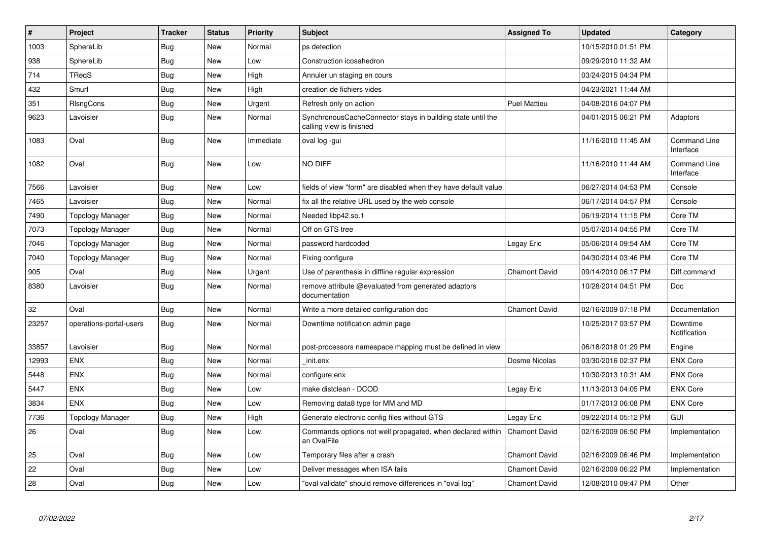| # | Project | Tracker | Status | Priority | Subject | Assigned To | Updated | Category |
|---|---|---|---|---|---|---|---|---|
| 1003 | SphereLib | Bug | New | Normal | ps detection | | 10/15/2010 01:51 PM | |
| 938 | SphereLib | Bug | New | Low | Construction icosahedron | | 09/29/2010 11:32 AM | |
| 714 | TReqS | Bug | New | High | Annuler un staging en cours | | 03/24/2015 04:34 PM | |
| 432 | Smurf | Bug | New | High | creation de fichiers vides | | 04/23/2021 11:44 AM | |
| 351 | RlsngCons | Bug | New | Urgent | Refresh only on action | Puel Mattieu | 04/08/2016 04:07 PM | |
| 9623 | Lavoisier | Bug | New | Normal | SynchronousCacheConnector stays in building state until the calling view is finished | | 04/01/2015 06:21 PM | Adaptors |
| 1083 | Oval | Bug | New | Immediate | oval log -gui | | 11/16/2010 11:45 AM | Command Line Interface |
| 1082 | Oval | Bug | New | Low | NO DIFF | | 11/16/2010 11:44 AM | Command Line Interface |
| 7566 | Lavoisier | Bug | New | Low | fields of view "form" are disabled when they have default value | | 06/27/2014 04:53 PM | Console |
| 7465 | Lavoisier | Bug | New | Normal | fix all the relative URL used by the web console | | 06/17/2014 04:57 PM | Console |
| 7490 | Topology Manager | Bug | New | Normal | Needed libp42.so.1 | | 06/19/2014 11:15 PM | Core TM |
| 7073 | Topology Manager | Bug | New | Normal | Off on GTS tree | | 05/07/2014 04:55 PM | Core TM |
| 7046 | Topology Manager | Bug | New | Normal | password hardcoded | Legay Eric | 05/06/2014 09:54 AM | Core TM |
| 7040 | Topology Manager | Bug | New | Normal | Fixing configure | | 04/30/2014 03:46 PM | Core TM |
| 905 | Oval | Bug | New | Urgent | Use of parenthesis in diffline regular expression | Chamont David | 09/14/2010 06:17 PM | Diff command |
| 8380 | Lavoisier | Bug | New | Normal | remove attribute @evaluated from generated adaptors documentation | | 10/28/2014 04:51 PM | Doc |
| 32 | Oval | Bug | New | Normal | Write a more detailed configuration doc | Chamont David | 02/16/2009 07:18 PM | Documentation |
| 23257 | operations-portal-users | Bug | New | Normal | Downtime notification admin page | | 10/25/2017 03:57 PM | Downtime Notification |
| 33857 | Lavoisier | Bug | New | Normal | post-processors namespace mapping must be defined in view | | 06/18/2018 01:29 PM | Engine |
| 12993 | ENX | Bug | New | Normal | _init.enx | Dosme Nicolas | 03/30/2016 02:37 PM | ENX Core |
| 5448 | ENX | Bug | New | Normal | configure enx | | 10/30/2013 10:31 AM | ENX Core |
| 5447 | ENX | Bug | New | Low | make distclean - DCOD | Legay Eric | 11/13/2013 04:05 PM | ENX Core |
| 3834 | ENX | Bug | New | Low | Removing data8 type for MM and MD | | 01/17/2013 06:08 PM | ENX Core |
| 7736 | Topology Manager | Bug | New | High | Generate electronic config files without GTS | Legay Eric | 09/22/2014 05:12 PM | GUI |
| 26 | Oval | Bug | New | Low | Commands options not well propagated, when declared within an OvalFile | Chamont David | 02/16/2009 06:50 PM | Implementation |
| 25 | Oval | Bug | New | Low | Temporary files after a crash | Chamont David | 02/16/2009 06:46 PM | Implementation |
| 22 | Oval | Bug | New | Low | Deliver messages when ISA fails | Chamont David | 02/16/2009 06:22 PM | Implementation |
| 28 | Oval | Bug | New | Low | "oval validate" should remove differences in "oval log" | Chamont David | 12/08/2010 09:47 PM | Other |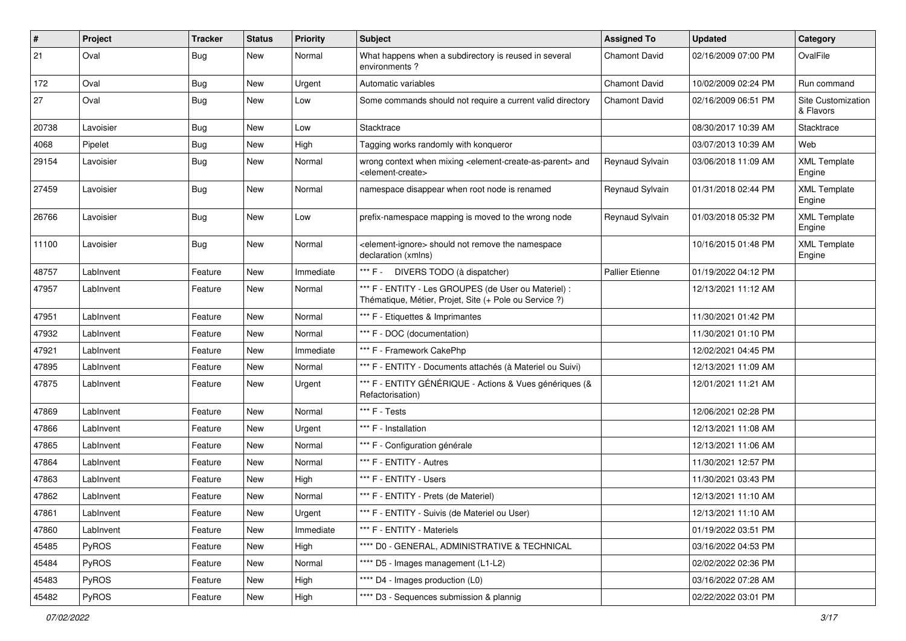| # | Project | Tracker | Status | Priority | Subject | Assigned To | Updated | Category |
|---|---|---|---|---|---|---|---|---|
| 21 | Oval | Bug | New | Normal | What happens when a subdirectory is reused in several environments ? | Chamont David | 02/16/2009 07:00 PM | OvalFile |
| 172 | Oval | Bug | New | Urgent | Automatic variables | Chamont David | 10/02/2009 02:24 PM | Run command |
| 27 | Oval | Bug | New | Low | Some commands should not require a current valid directory | Chamont David | 02/16/2009 06:51 PM | Site Customization & Flavors |
| 20738 | Lavoisier | Bug | New | Low | Stacktrace | | 08/30/2017 10:39 AM | Stacktrace |
| 4068 | Pipelet | Bug | New | High | Tagging works randomly with konqueror | | 03/07/2013 10:39 AM | Web |
| 29154 | Lavoisier | Bug | New | Normal | wrong context when mixing <element-create-as-parent> and <element-create> | Reynaud Sylvain | 03/06/2018 11:09 AM | XML Template Engine |
| 27459 | Lavoisier | Bug | New | Normal | namespace disappear when root node is renamed | Reynaud Sylvain | 01/31/2018 02:44 PM | XML Template Engine |
| 26766 | Lavoisier | Bug | New | Low | prefix-namespace mapping is moved to the wrong node | Reynaud Sylvain | 01/03/2018 05:32 PM | XML Template Engine |
| 11100 | Lavoisier | Bug | New | Normal | <element-ignore> should not remove the namespace declaration (xmlns) | | 10/16/2015 01:48 PM | XML Template Engine |
| 48757 | LabInvent | Feature | New | Immediate | *** F - DIVERS TODO (à dispatcher) | Pallier Etienne | 01/19/2022 04:12 PM | |
| 47957 | LabInvent | Feature | New | Normal | *** F - ENTITY - Les GROUPES (de User ou Materiel) : Thématique, Métier, Projet, Site (+ Pole ou Service ?) | | 12/13/2021 11:12 AM | |
| 47951 | LabInvent | Feature | New | Normal | *** F - Etiquettes & Imprimantes | | 11/30/2021 01:42 PM | |
| 47932 | LabInvent | Feature | New | Normal | *** F - DOC (documentation) | | 11/30/2021 01:10 PM | |
| 47921 | LabInvent | Feature | New | Immediate | *** F - Framework CakePhp | | 12/02/2021 04:45 PM | |
| 47895 | LabInvent | Feature | New | Normal | *** F - ENTITY - Documents attachés (à Materiel ou Suivi) | | 12/13/2021 11:09 AM | |
| 47875 | LabInvent | Feature | New | Urgent | *** F - ENTITY GÉNÉRIQUE - Actions & Vues génériques (& Refactorisation) | | 12/01/2021 11:21 AM | |
| 47869 | LabInvent | Feature | New | Normal | *** F - Tests | | 12/06/2021 02:28 PM | |
| 47866 | LabInvent | Feature | New | Urgent | *** F - Installation | | 12/13/2021 11:08 AM | |
| 47865 | LabInvent | Feature | New | Normal | *** F - Configuration générale | | 12/13/2021 11:06 AM | |
| 47864 | LabInvent | Feature | New | Normal | *** F - ENTITY - Autres | | 11/30/2021 12:57 PM | |
| 47863 | LabInvent | Feature | New | High | *** F - ENTITY - Users | | 11/30/2021 03:43 PM | |
| 47862 | LabInvent | Feature | New | Normal | *** F - ENTITY - Prets (de Materiel) | | 12/13/2021 11:10 AM | |
| 47861 | LabInvent | Feature | New | Urgent | *** F - ENTITY - Suivis (de Materiel ou User) | | 12/13/2021 11:10 AM | |
| 47860 | LabInvent | Feature | New | Immediate | *** F - ENTITY - Materiels | | 01/19/2022 03:51 PM | |
| 45485 | PyROS | Feature | New | High | **** D0 - GENERAL, ADMINISTRATIVE & TECHNICAL | | 03/16/2022 04:53 PM | |
| 45484 | PyROS | Feature | New | Normal | **** D5 - Images management (L1-L2) | | 02/02/2022 02:36 PM | |
| 45483 | PyROS | Feature | New | High | **** D4 - Images production (L0) | | 03/16/2022 07:28 AM | |
| 45482 | PyROS | Feature | New | High | **** D3 - Sequences submission & plannig | | 02/22/2022 03:01 PM | |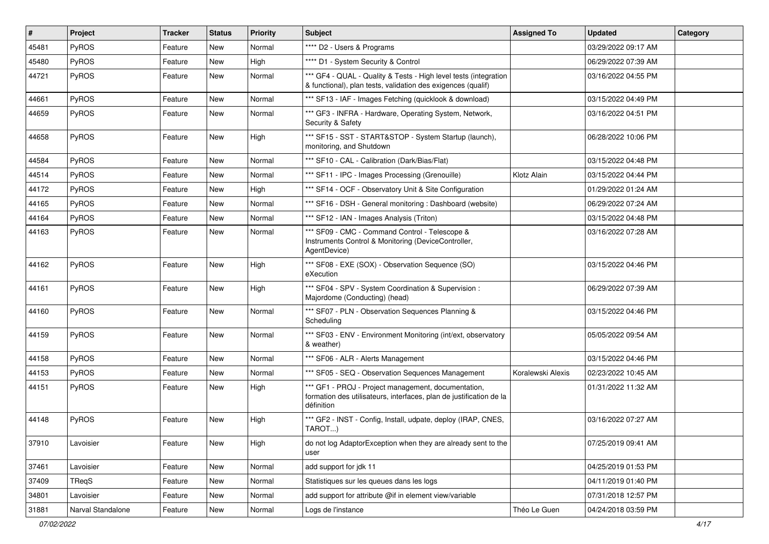| # | Project | Tracker | Status | Priority | Subject | Assigned To | Updated | Category |
|---|---|---|---|---|---|---|---|---|
| 45481 | PyROS | Feature | New | Normal | **** D2 - Users & Programs | | 03/29/2022 09:17 AM | |
| 45480 | PyROS | Feature | New | High | **** D1 - System Security & Control | | 06/29/2022 07:39 AM | |
| 44721 | PyROS | Feature | New | Normal | *** GF4 - QUAL - Quality & Tests - High level tests (integration & functional), plan tests, validation des exigences (qualif) | | 03/16/2022 04:55 PM | |
| 44661 | PyROS | Feature | New | Normal | *** SF13 - IAF - Images Fetching (quicklook & download) | | 03/15/2022 04:49 PM | |
| 44659 | PyROS | Feature | New | Normal | *** GF3 - INFRA - Hardware, Operating System, Network, Security & Safety | | 03/16/2022 04:51 PM | |
| 44658 | PyROS | Feature | New | High | *** SF15 - SST - START&STOP - System Startup (launch), monitoring, and Shutdown | | 06/28/2022 10:06 PM | |
| 44584 | PyROS | Feature | New | Normal | *** SF10 - CAL - Calibration (Dark/Bias/Flat) | | 03/15/2022 04:48 PM | |
| 44514 | PyROS | Feature | New | Normal | *** SF11 - IPC - Images Processing (Grenouille) | Klotz Alain | 03/15/2022 04:44 PM | |
| 44172 | PyROS | Feature | New | High | *** SF14 - OCF - Observatory Unit & Site Configuration | | 01/29/2022 01:24 AM | |
| 44165 | PyROS | Feature | New | Normal | *** SF16 - DSH - General monitoring : Dashboard (website) | | 06/29/2022 07:24 AM | |
| 44164 | PyROS | Feature | New | Normal | *** SF12 - IAN - Images Analysis (Triton) | | 03/15/2022 04:48 PM | |
| 44163 | PyROS | Feature | New | Normal | *** SF09 - CMC - Command Control - Telescope & Instruments Control & Monitoring (DeviceController, AgentDevice) | | 03/16/2022 07:28 AM | |
| 44162 | PyROS | Feature | New | High | *** SF08 - EXE (SOX) - Observation Sequence (SO) eXecution | | 03/15/2022 04:46 PM | |
| 44161 | PyROS | Feature | New | High | *** SF04 - SPV - System Coordination & Supervision : Majordome (Conducting) (head) | | 06/29/2022 07:39 AM | |
| 44160 | PyROS | Feature | New | Normal | *** SF07 - PLN - Observation Sequences Planning & Scheduling | | 03/15/2022 04:46 PM | |
| 44159 | PyROS | Feature | New | Normal | *** SF03 - ENV - Environment Monitoring (int/ext, observatory & weather) | | 05/05/2022 09:54 AM | |
| 44158 | PyROS | Feature | New | Normal | *** SF06 - ALR - Alerts Management | | 03/15/2022 04:46 PM | |
| 44153 | PyROS | Feature | New | Normal | *** SF05 - SEQ - Observation Sequences Management | Koralewski Alexis | 02/23/2022 10:45 AM | |
| 44151 | PyROS | Feature | New | High | *** GF1 - PROJ - Project management, documentation, formation des utilisateurs, interfaces, plan de justification de la définition | | 01/31/2022 11:32 AM | |
| 44148 | PyROS | Feature | New | High | *** GF2 - INST - Config, Install, udpate, deploy (IRAP, CNES, TAROT...) | | 03/16/2022 07:27 AM | |
| 37910 | Lavoisier | Feature | New | High | do not log AdaptorException when they are already sent to the user | | 07/25/2019 09:41 AM | |
| 37461 | Lavoisier | Feature | New | Normal | add support for jdk 11 | | 04/25/2019 01:53 PM | |
| 37409 | TReqS | Feature | New | Normal | Statistiques sur les queues dans les logs | | 04/11/2019 01:40 PM | |
| 34801 | Lavoisier | Feature | New | Normal | add support for attribute @if in element view/variable | | 07/31/2018 12:57 PM | |
| 31881 | Narval Standalone | Feature | New | Normal | Logs de l'instance | Théo Le Guen | 04/24/2018 03:59 PM | |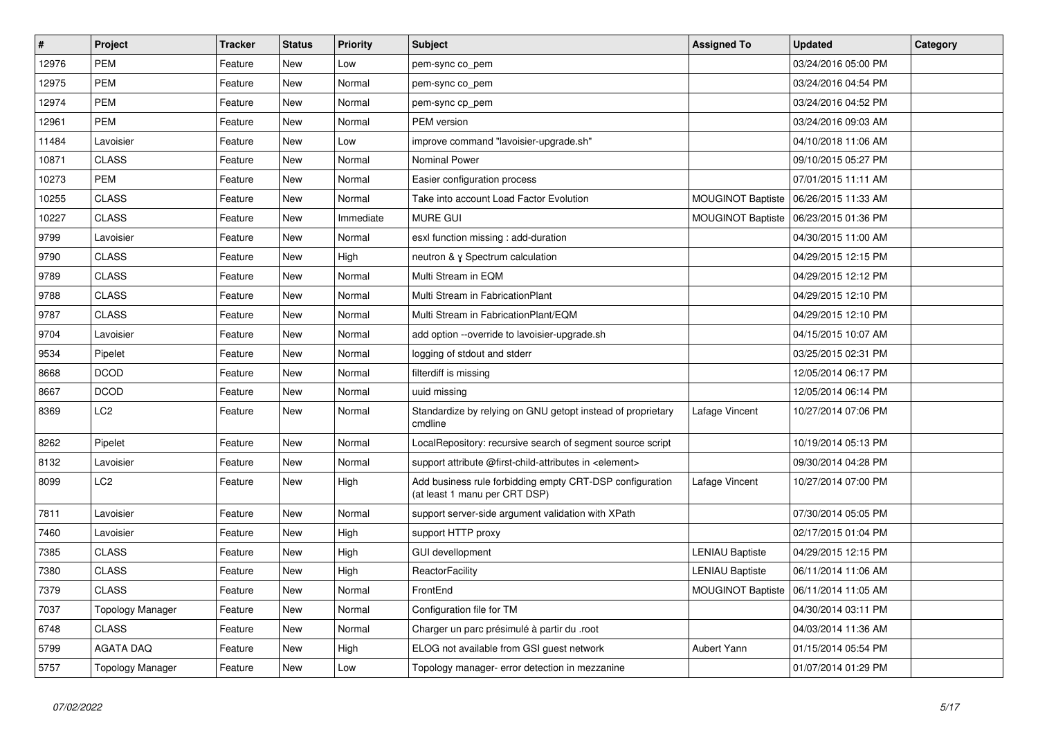| # | Project | Tracker | Status | Priority | Subject | Assigned To | Updated | Category |
|---|---|---|---|---|---|---|---|---|
| 12976 | PEM | Feature | New | Low | pem-sync co_pem | | 03/24/2016 05:00 PM | |
| 12975 | PEM | Feature | New | Normal | pem-sync co_pem | | 03/24/2016 04:54 PM | |
| 12974 | PEM | Feature | New | Normal | pem-sync cp_pem | | 03/24/2016 04:52 PM | |
| 12961 | PEM | Feature | New | Normal | PEM version | | 03/24/2016 09:03 AM | |
| 11484 | Lavoisier | Feature | New | Low | improve command "lavoisier-upgrade.sh" | | 04/10/2018 11:06 AM | |
| 10871 | CLASS | Feature | New | Normal | Nominal Power | | 09/10/2015 05:27 PM | |
| 10273 | PEM | Feature | New | Normal | Easier configuration process | | 07/01/2015 11:11 AM | |
| 10255 | CLASS | Feature | New | Normal | Take into account Load Factor Evolution | MOUGINOT Baptiste | 06/26/2015 11:33 AM | |
| 10227 | CLASS | Feature | New | Immediate | MURE GUI | MOUGINOT Baptiste | 06/23/2015 01:36 PM | |
| 9799 | Lavoisier | Feature | New | Normal | esxl function missing : add-duration | | 04/30/2015 11:00 AM | |
| 9790 | CLASS | Feature | New | High | neutron & γ Spectrum calculation | | 04/29/2015 12:15 PM | |
| 9789 | CLASS | Feature | New | Normal | Multi Stream in EQM | | 04/29/2015 12:12 PM | |
| 9788 | CLASS | Feature | New | Normal | Multi Stream in FabricationPlant | | 04/29/2015 12:10 PM | |
| 9787 | CLASS | Feature | New | Normal | Multi Stream in FabricationPlant/EQM | | 04/29/2015 12:10 PM | |
| 9704 | Lavoisier | Feature | New | Normal | add option --override to lavoisier-upgrade.sh | | 04/15/2015 10:07 AM | |
| 9534 | Pipelet | Feature | New | Normal | logging of stdout and stderr | | 03/25/2015 02:31 PM | |
| 8668 | DCOD | Feature | New | Normal | filterdiff is missing | | 12/05/2014 06:17 PM | |
| 8667 | DCOD | Feature | New | Normal | uuid missing | | 12/05/2014 06:14 PM | |
| 8369 | LC2 | Feature | New | Normal | Standardize by relying on GNU getopt instead of proprietary cmdline | Lafage Vincent | 10/27/2014 07:06 PM | |
| 8262 | Pipelet | Feature | New | Normal | LocalRepository: recursive search of segment source script | | 10/19/2014 05:13 PM | |
| 8132 | Lavoisier | Feature | New | Normal | support attribute @first-child-attributes in <element> | | 09/30/2014 04:28 PM | |
| 8099 | LC2 | Feature | New | High | Add business rule forbidding empty CRT-DSP configuration (at least 1 manu per CRT DSP) | Lafage Vincent | 10/27/2014 07:00 PM | |
| 7811 | Lavoisier | Feature | New | Normal | support server-side argument validation with XPath | | 07/30/2014 05:05 PM | |
| 7460 | Lavoisier | Feature | New | High | support HTTP proxy | | 02/17/2015 01:04 PM | |
| 7385 | CLASS | Feature | New | High | GUI devellopment | LENIAU Baptiste | 04/29/2015 12:15 PM | |
| 7380 | CLASS | Feature | New | High | ReactorFacility | LENIAU Baptiste | 06/11/2014 11:06 AM | |
| 7379 | CLASS | Feature | New | Normal | FrontEnd | MOUGINOT Baptiste | 06/11/2014 11:05 AM | |
| 7037 | Topology Manager | Feature | New | Normal | Configuration file for TM | | 04/30/2014 03:11 PM | |
| 6748 | CLASS | Feature | New | Normal | Charger un parc présimulé à partir du .root | | 04/03/2014 11:36 AM | |
| 5799 | AGATA DAQ | Feature | New | High | ELOG not available from GSI guest network | Aubert Yann | 01/15/2014 05:54 PM | |
| 5757 | Topology Manager | Feature | New | Low | Topology manager- error detection in mezzanine | | 01/07/2014 01:29 PM | |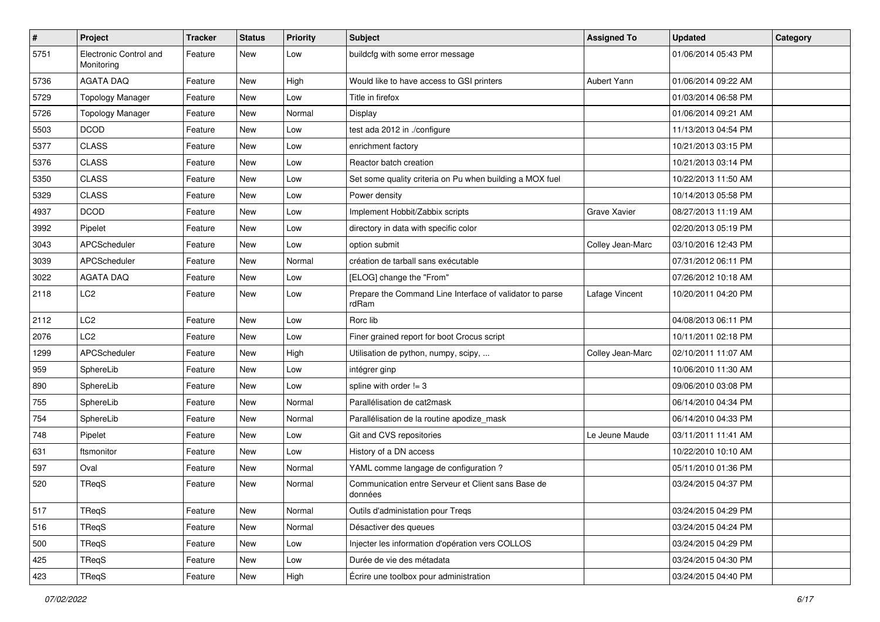| # | Project | Tracker | Status | Priority | Subject | Assigned To | Updated | Category |
|---|---|---|---|---|---|---|---|---|
| 5751 | Electronic Control and Monitoring | Feature | New | Low | buildcfg with some error message | | 01/06/2014 05:43 PM | |
| 5736 | AGATA DAQ | Feature | New | High | Would like to have access to GSI printers | Aubert Yann | 01/06/2014 09:22 AM | |
| 5729 | Topology Manager | Feature | New | Low | Title in firefox | | 01/03/2014 06:58 PM | |
| 5726 | Topology Manager | Feature | New | Normal | Display | | 01/06/2014 09:21 AM | |
| 5503 | DCOD | Feature | New | Low | test ada 2012 in ./configure | | 11/13/2013 04:54 PM | |
| 5377 | CLASS | Feature | New | Low | enrichment factory | | 10/21/2013 03:15 PM | |
| 5376 | CLASS | Feature | New | Low | Reactor batch creation | | 10/21/2013 03:14 PM | |
| 5350 | CLASS | Feature | New | Low | Set some quality criteria on Pu when building a MOX fuel | | 10/22/2013 11:50 AM | |
| 5329 | CLASS | Feature | New | Low | Power density | | 10/14/2013 05:58 PM | |
| 4937 | DCOD | Feature | New | Low | Implement Hobbit/Zabbix scripts | Grave Xavier | 08/27/2013 11:19 AM | |
| 3992 | Pipelet | Feature | New | Low | directory in data with specific color | | 02/20/2013 05:19 PM | |
| 3043 | APCScheduler | Feature | New | Low | option submit | Colley Jean-Marc | 03/10/2016 12:43 PM | |
| 3039 | APCScheduler | Feature | New | Normal | création de tarball sans exécutable | | 07/31/2012 06:11 PM | |
| 3022 | AGATA DAQ | Feature | New | Low | [ELOG] change the "From" | | 07/26/2012 10:18 AM | |
| 2118 | LC2 | Feature | New | Low | Prepare the Command Line Interface of validator to parse rdRam | Lafage Vincent | 10/20/2011 04:20 PM | |
| 2112 | LC2 | Feature | New | Low | Rorc lib | | 04/08/2013 06:11 PM | |
| 2076 | LC2 | Feature | New | Low | Finer grained report for boot Crocus script | | 10/11/2011 02:18 PM | |
| 1299 | APCScheduler | Feature | New | High | Utilisation de python, numpy, scipy, ... | Colley Jean-Marc | 02/10/2011 11:07 AM | |
| 959 | SphereLib | Feature | New | Low | intégrer ginp | | 10/06/2010 11:30 AM | |
| 890 | SphereLib | Feature | New | Low | spline with order != 3 | | 09/06/2010 03:08 PM | |
| 755 | SphereLib | Feature | New | Normal | Parallélisation de cat2mask | | 06/14/2010 04:34 PM | |
| 754 | SphereLib | Feature | New | Normal | Parallélisation de la routine apodize_mask | | 06/14/2010 04:33 PM | |
| 748 | Pipelet | Feature | New | Low | Git and CVS repositories | Le Jeune Maude | 03/11/2011 11:41 AM | |
| 631 | ftsmonitor | Feature | New | Low | History of a DN access | | 10/22/2010 10:10 AM | |
| 597 | Oval | Feature | New | Normal | YAML comme langage de configuration ? | | 05/11/2010 01:36 PM | |
| 520 | TReqS | Feature | New | Normal | Communication entre Serveur et Client sans Base de données | | 03/24/2015 04:37 PM | |
| 517 | TReqS | Feature | New | Normal | Outils d'administation pour Treqs | | 03/24/2015 04:29 PM | |
| 516 | TReqS | Feature | New | Normal | Désactiver des queues | | 03/24/2015 04:24 PM | |
| 500 | TReqS | Feature | New | Low | Injecter les information d'opération vers COLLOS | | 03/24/2015 04:29 PM | |
| 425 | TReqS | Feature | New | Low | Durée de vie des métadata | | 03/24/2015 04:30 PM | |
| 423 | TReqS | Feature | New | High | Écrire une toolbox pour administration | | 03/24/2015 04:40 PM | |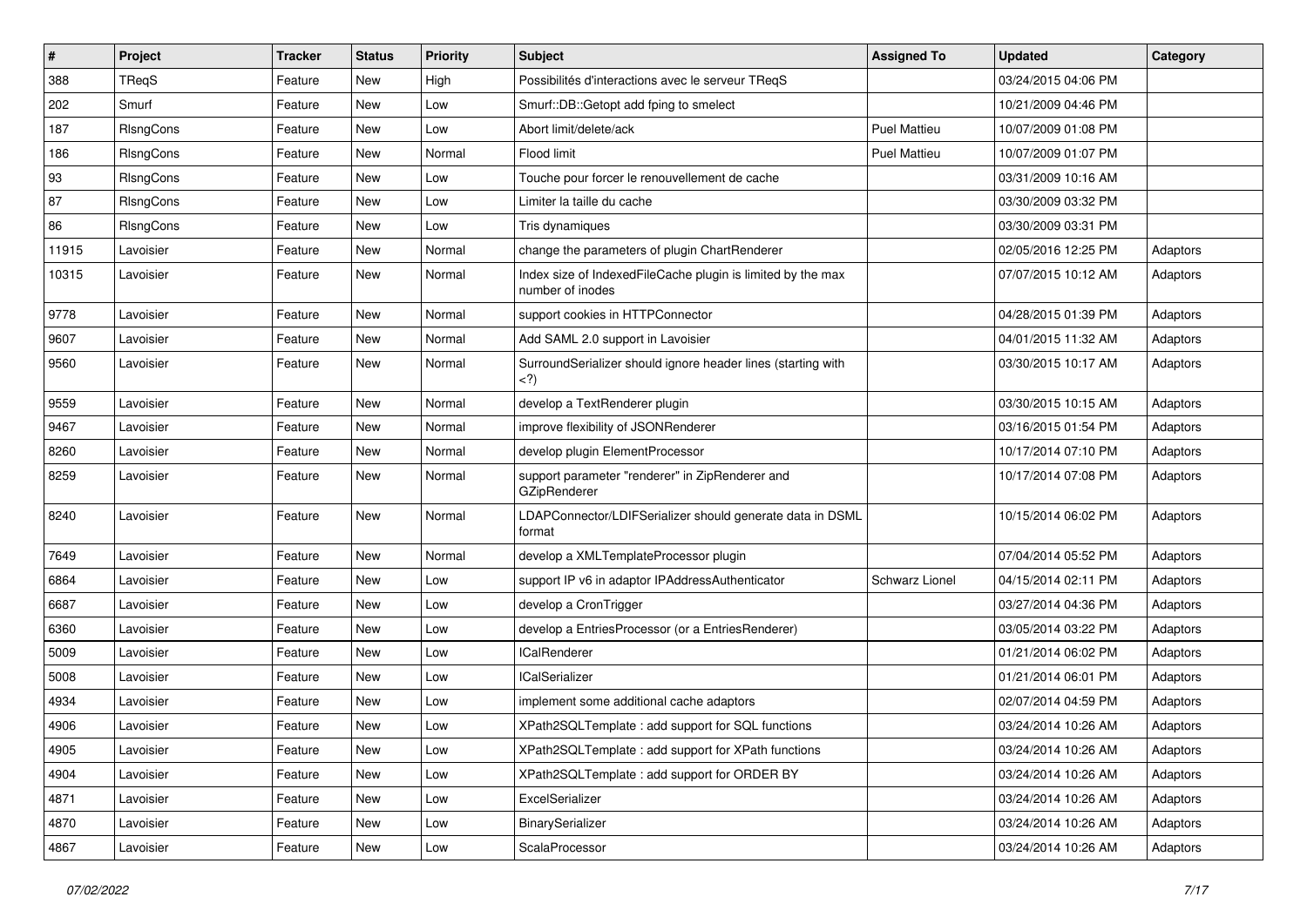| # | Project | Tracker | Status | Priority | Subject | Assigned To | Updated | Category |
|---|---|---|---|---|---|---|---|---|
| 388 | TReqS | Feature | New | High | Possibilités d'interactions avec le serveur TReqS | | 03/24/2015 04:06 PM | |
| 202 | Smurf | Feature | New | Low | Smurf::DB::Getopt add fping to smelect | | 10/21/2009 04:46 PM | |
| 187 | RlsngCons | Feature | New | Low | Abort limit/delete/ack | Puel Mattieu | 10/07/2009 01:08 PM | |
| 186 | RlsngCons | Feature | New | Normal | Flood limit | Puel Mattieu | 10/07/2009 01:07 PM | |
| 93 | RlsngCons | Feature | New | Low | Touche pour forcer le renouvellement de cache | | 03/31/2009 10:16 AM | |
| 87 | RlsngCons | Feature | New | Low | Limiter la taille du cache | | 03/30/2009 03:32 PM | |
| 86 | RlsngCons | Feature | New | Low | Tris dynamiques | | 03/30/2009 03:31 PM | |
| 11915 | Lavoisier | Feature | New | Normal | change the parameters of plugin ChartRenderer | | 02/05/2016 12:25 PM | Adaptors |
| 10315 | Lavoisier | Feature | New | Normal | Index size of IndexedFileCache plugin is limited by the max number of inodes | | 07/07/2015 10:12 AM | Adaptors |
| 9778 | Lavoisier | Feature | New | Normal | support cookies in HTTPConnector | | 04/28/2015 01:39 PM | Adaptors |
| 9607 | Lavoisier | Feature | New | Normal | Add SAML 2.0 support in Lavoisier | | 04/01/2015 11:32 AM | Adaptors |
| 9560 | Lavoisier | Feature | New | Normal | SurroundSerializer should ignore header lines (starting with <?) | | 03/30/2015 10:17 AM | Adaptors |
| 9559 | Lavoisier | Feature | New | Normal | develop a TextRenderer plugin | | 03/30/2015 10:15 AM | Adaptors |
| 9467 | Lavoisier | Feature | New | Normal | improve flexibility of JSONRenderer | | 03/16/2015 01:54 PM | Adaptors |
| 8260 | Lavoisier | Feature | New | Normal | develop plugin ElementProcessor | | 10/17/2014 07:10 PM | Adaptors |
| 8259 | Lavoisier | Feature | New | Normal | support parameter "renderer" in ZipRenderer and GZipRenderer | | 10/17/2014 07:08 PM | Adaptors |
| 8240 | Lavoisier | Feature | New | Normal | LDAPConnector/LDIFSerializer should generate data in DSML format | | 10/15/2014 06:02 PM | Adaptors |
| 7649 | Lavoisier | Feature | New | Normal | develop a XMLTemplateProcessor plugin | | 07/04/2014 05:52 PM | Adaptors |
| 6864 | Lavoisier | Feature | New | Low | support IP v6 in adaptor IPAddressAuthenticator | Schwarz Lionel | 04/15/2014 02:11 PM | Adaptors |
| 6687 | Lavoisier | Feature | New | Low | develop a CronTrigger | | 03/27/2014 04:36 PM | Adaptors |
| 6360 | Lavoisier | Feature | New | Low | develop a EntriesProcessor (or a EntriesRenderer) | | 03/05/2014 03:22 PM | Adaptors |
| 5009 | Lavoisier | Feature | New | Low | ICalRenderer | | 01/21/2014 06:02 PM | Adaptors |
| 5008 | Lavoisier | Feature | New | Low | ICalSerializer | | 01/21/2014 06:01 PM | Adaptors |
| 4934 | Lavoisier | Feature | New | Low | implement some additional cache adaptors | | 02/07/2014 04:59 PM | Adaptors |
| 4906 | Lavoisier | Feature | New | Low | XPath2SQLTemplate : add support for SQL functions | | 03/24/2014 10:26 AM | Adaptors |
| 4905 | Lavoisier | Feature | New | Low | XPath2SQLTemplate : add support for XPath functions | | 03/24/2014 10:26 AM | Adaptors |
| 4904 | Lavoisier | Feature | New | Low | XPath2SQLTemplate : add support for ORDER BY | | 03/24/2014 10:26 AM | Adaptors |
| 4871 | Lavoisier | Feature | New | Low | ExcelSerializer | | 03/24/2014 10:26 AM | Adaptors |
| 4870 | Lavoisier | Feature | New | Low | BinarySerializer | | 03/24/2014 10:26 AM | Adaptors |
| 4867 | Lavoisier | Feature | New | Low | ScalaProcessor | | 03/24/2014 10:26 AM | Adaptors |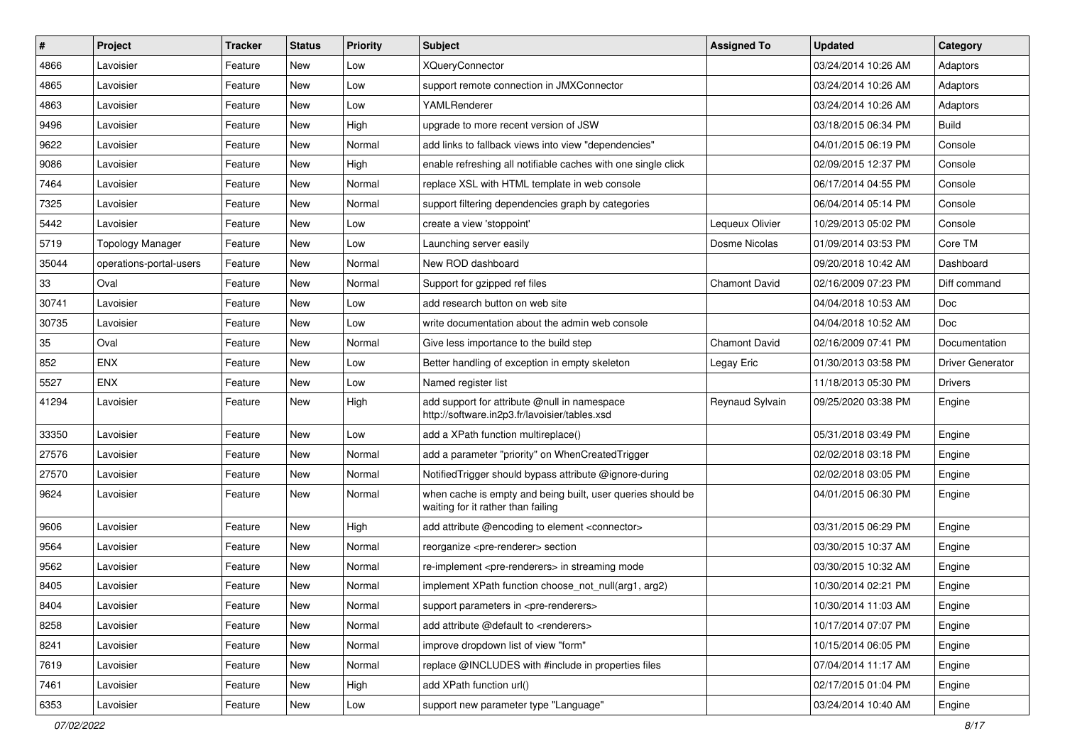| # | Project | Tracker | Status | Priority | Subject | Assigned To | Updated | Category |
|---|---|---|---|---|---|---|---|---|
| 4866 | Lavoisier | Feature | New | Low | XQueryConnector | | 03/24/2014 10:26 AM | Adaptors |
| 4865 | Lavoisier | Feature | New | Low | support remote connection in JMXConnector | | 03/24/2014 10:26 AM | Adaptors |
| 4863 | Lavoisier | Feature | New | Low | YAMLRenderer | | 03/24/2014 10:26 AM | Adaptors |
| 9496 | Lavoisier | Feature | New | High | upgrade to more recent version of JSW | | 03/18/2015 06:34 PM | Build |
| 9622 | Lavoisier | Feature | New | Normal | add links to fallback views into view "dependencies" | | 04/01/2015 06:19 PM | Console |
| 9086 | Lavoisier | Feature | New | High | enable refreshing all notifiable caches with one single click | | 02/09/2015 12:37 PM | Console |
| 7464 | Lavoisier | Feature | New | Normal | replace XSL with HTML template in web console | | 06/17/2014 04:55 PM | Console |
| 7325 | Lavoisier | Feature | New | Normal | support filtering dependencies graph by categories | | 06/04/2014 05:14 PM | Console |
| 5442 | Lavoisier | Feature | New | Low | create a view 'stoppoint' | Lequeux Olivier | 10/29/2013 05:02 PM | Console |
| 5719 | Topology Manager | Feature | New | Low | Launching server easily | Dosme Nicolas | 01/09/2014 03:53 PM | Core TM |
| 35044 | operations-portal-users | Feature | New | Normal | New ROD dashboard | | 09/20/2018 10:42 AM | Dashboard |
| 33 | Oval | Feature | New | Normal | Support for gzipped ref files | Chamont David | 02/16/2009 07:23 PM | Diff command |
| 30741 | Lavoisier | Feature | New | Low | add research button on web site | | 04/04/2018 10:53 AM | Doc |
| 30735 | Lavoisier | Feature | New | Low | write documentation about the admin web console | | 04/04/2018 10:52 AM | Doc |
| 35 | Oval | Feature | New | Normal | Give less importance to the build step | Chamont David | 02/16/2009 07:41 PM | Documentation |
| 852 | ENX | Feature | New | Low | Better handling of exception in empty skeleton | Legay Eric | 01/30/2013 03:58 PM | Driver Generator |
| 5527 | ENX | Feature | New | Low | Named register list | | 11/18/2013 05:30 PM | Drivers |
| 41294 | Lavoisier | Feature | New | High | add support for attribute @null in namespace http://software.in2p3.fr/lavoisier/tables.xsd | Reynaud Sylvain | 09/25/2020 03:38 PM | Engine |
| 33350 | Lavoisier | Feature | New | Low | add a XPath function multireplace() | | 05/31/2018 03:49 PM | Engine |
| 27576 | Lavoisier | Feature | New | Normal | add a parameter "priority" on WhenCreatedTrigger | | 02/02/2018 03:18 PM | Engine |
| 27570 | Lavoisier | Feature | New | Normal | NotifiedTrigger should bypass attribute @ignore-during | | 02/02/2018 03:05 PM | Engine |
| 9624 | Lavoisier | Feature | New | Normal | when cache is empty and being built, user queries should be waiting for it rather than failing | | 04/01/2015 06:30 PM | Engine |
| 9606 | Lavoisier | Feature | New | High | add attribute @encoding to element <connector> | | 03/31/2015 06:29 PM | Engine |
| 9564 | Lavoisier | Feature | New | Normal | reorganize <pre-renderer> section | | 03/30/2015 10:37 AM | Engine |
| 9562 | Lavoisier | Feature | New | Normal | re-implement <pre-renderers> in streaming mode | | 03/30/2015 10:32 AM | Engine |
| 8405 | Lavoisier | Feature | New | Normal | implement XPath function choose_not_null(arg1, arg2) | | 10/30/2014 02:21 PM | Engine |
| 8404 | Lavoisier | Feature | New | Normal | support parameters in <pre-renderers> | | 10/30/2014 11:03 AM | Engine |
| 8258 | Lavoisier | Feature | New | Normal | add attribute @default to <renderers> | | 10/17/2014 07:07 PM | Engine |
| 8241 | Lavoisier | Feature | New | Normal | improve dropdown list of view "form" | | 10/15/2014 06:05 PM | Engine |
| 7619 | Lavoisier | Feature | New | Normal | replace @INCLUDES with #include in properties files | | 07/04/2014 11:17 AM | Engine |
| 7461 | Lavoisier | Feature | New | High | add XPath function url() | | 02/17/2015 01:04 PM | Engine |
| 6353 | Lavoisier | Feature | New | Low | support new parameter type "Language" | | 03/24/2014 10:40 AM | Engine |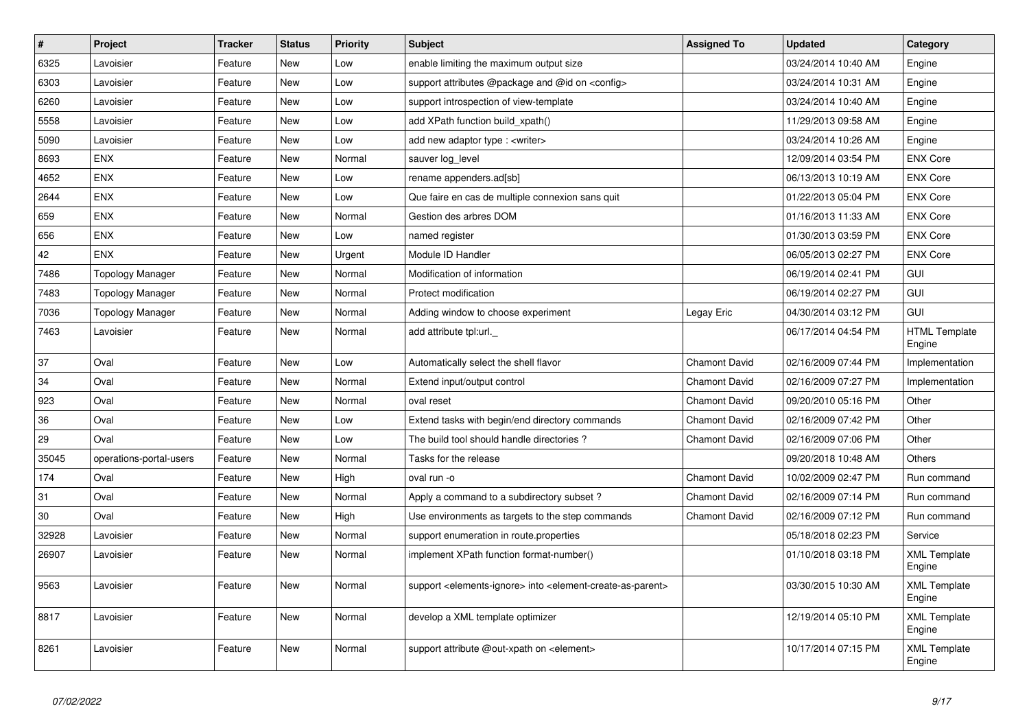| # | Project | Tracker | Status | Priority | Subject | Assigned To | Updated | Category |
|---|---|---|---|---|---|---|---|---|
| 6325 | Lavoisier | Feature | New | Low | enable limiting the maximum output size | | 03/24/2014 10:40 AM | Engine |
| 6303 | Lavoisier | Feature | New | Low | support attributes @package and @id on <config> | | 03/24/2014 10:31 AM | Engine |
| 6260 | Lavoisier | Feature | New | Low | support introspection of view-template | | 03/24/2014 10:40 AM | Engine |
| 5558 | Lavoisier | Feature | New | Low | add XPath function build_xpath() | | 11/29/2013 09:58 AM | Engine |
| 5090 | Lavoisier | Feature | New | Low | add new adaptor type : <writer> | | 03/24/2014 10:26 AM | Engine |
| 8693 | ENX | Feature | New | Normal | sauver log_level | | 12/09/2014 03:54 PM | ENX Core |
| 4652 | ENX | Feature | New | Low | rename appenders.ad[sb] | | 06/13/2013 10:19 AM | ENX Core |
| 2644 | ENX | Feature | New | Low | Que faire en cas de multiple connexion sans quit | | 01/22/2013 05:04 PM | ENX Core |
| 659 | ENX | Feature | New | Normal | Gestion des arbres DOM | | 01/16/2013 11:33 AM | ENX Core |
| 656 | ENX | Feature | New | Low | named register | | 01/30/2013 03:59 PM | ENX Core |
| 42 | ENX | Feature | New | Urgent | Module ID Handler | | 06/05/2013 02:27 PM | ENX Core |
| 7486 | Topology Manager | Feature | New | Normal | Modification of information | | 06/19/2014 02:41 PM | GUI |
| 7483 | Topology Manager | Feature | New | Normal | Protect modification | | 06/19/2014 02:27 PM | GUI |
| 7036 | Topology Manager | Feature | New | Normal | Adding window to choose experiment | Legay Eric | 04/30/2014 03:12 PM | GUI |
| 7463 | Lavoisier | Feature | New | Normal | add attribute tpl:url._ | | 06/17/2014 04:54 PM | HTML Template Engine |
| 37 | Oval | Feature | New | Low | Automatically select the shell flavor | Chamont David | 02/16/2009 07:44 PM | Implementation |
| 34 | Oval | Feature | New | Normal | Extend input/output control | Chamont David | 02/16/2009 07:27 PM | Implementation |
| 923 | Oval | Feature | New | Normal | oval reset | Chamont David | 09/20/2010 05:16 PM | Other |
| 36 | Oval | Feature | New | Low | Extend tasks with begin/end directory commands | Chamont David | 02/16/2009 07:42 PM | Other |
| 29 | Oval | Feature | New | Low | The build tool should handle directories ? | Chamont David | 02/16/2009 07:06 PM | Other |
| 35045 | operations-portal-users | Feature | New | Normal | Tasks for the release | | 09/20/2018 10:48 AM | Others |
| 174 | Oval | Feature | New | High | oval run -o | Chamont David | 10/02/2009 02:47 PM | Run command |
| 31 | Oval | Feature | New | Normal | Apply a command to a subdirectory subset ? | Chamont David | 02/16/2009 07:14 PM | Run command |
| 30 | Oval | Feature | New | High | Use environments as targets to the step commands | Chamont David | 02/16/2009 07:12 PM | Run command |
| 32928 | Lavoisier | Feature | New | Normal | support enumeration in route.properties | | 05/18/2018 02:23 PM | Service |
| 26907 | Lavoisier | Feature | New | Normal | implement XPath function format-number() | | 01/10/2018 03:18 PM | XML Template Engine |
| 9563 | Lavoisier | Feature | New | Normal | support <elements-ignore> into <element-create-as-parent> | | 03/30/2015 10:30 AM | XML Template Engine |
| 8817 | Lavoisier | Feature | New | Normal | develop a XML template optimizer | | 12/19/2014 05:10 PM | XML Template Engine |
| 8261 | Lavoisier | Feature | New | Normal | support attribute @out-xpath on <element> | | 10/17/2014 07:15 PM | XML Template Engine |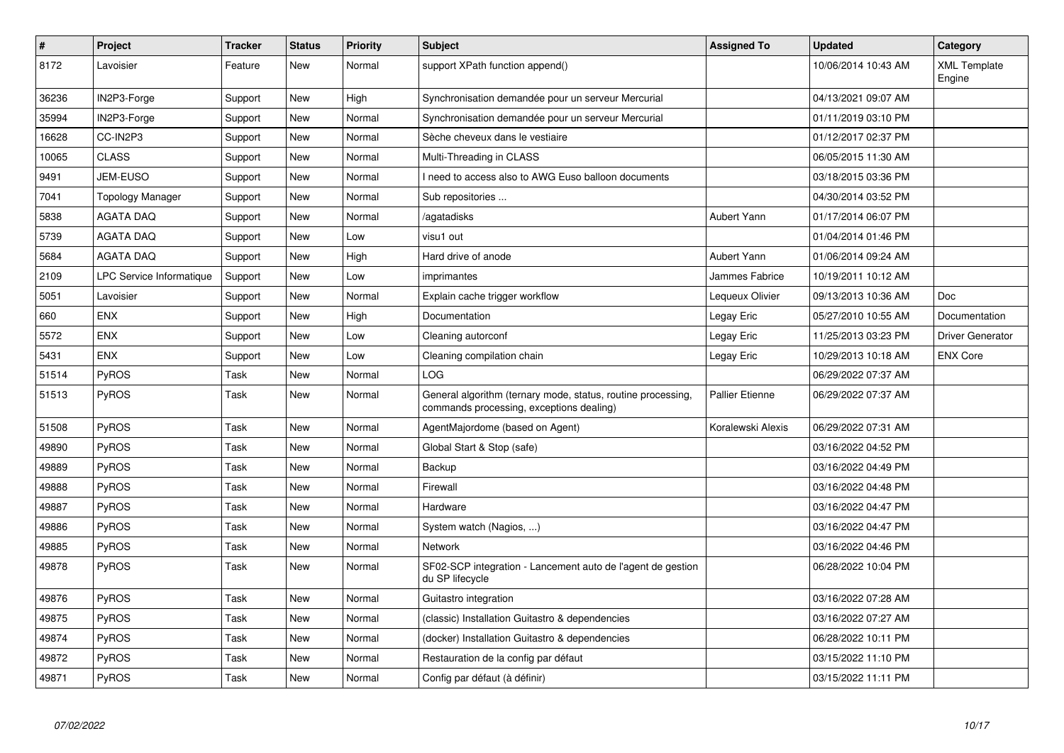| # | Project | Tracker | Status | Priority | Subject | Assigned To | Updated | Category |
|---|---|---|---|---|---|---|---|---|
| 8172 | Lavoisier | Feature | New | Normal | support XPath function append() | | 10/06/2014 10:43 AM | XML Template Engine |
| 36236 | IN2P3-Forge | Support | New | High | Synchronisation demandée pour un serveur Mercurial | | 04/13/2021 09:07 AM | |
| 35994 | IN2P3-Forge | Support | New | Normal | Synchronisation demandée pour un serveur Mercurial | | 01/11/2019 03:10 PM | |
| 16628 | CC-IN2P3 | Support | New | Normal | Sèche cheveux dans le vestiaire | | 01/12/2017 02:37 PM | |
| 10065 | CLASS | Support | New | Normal | Multi-Threading in CLASS | | 06/05/2015 11:30 AM | |
| 9491 | JEM-EUSO | Support | New | Normal | I need to access also to AWG Euso balloon documents | | 03/18/2015 03:36 PM | |
| 7041 | Topology Manager | Support | New | Normal | Sub repositories ... | | 04/30/2014 03:52 PM | |
| 5838 | AGATA DAQ | Support | New | Normal | /agatadisks | Aubert Yann | 01/17/2014 06:07 PM | |
| 5739 | AGATA DAQ | Support | New | Low | visu1 out | | 01/04/2014 01:46 PM | |
| 5684 | AGATA DAQ | Support | New | High | Hard drive of anode | Aubert Yann | 01/06/2014 09:24 AM | |
| 2109 | LPC Service Informatique | Support | New | Low | imprimantes | Jammes Fabrice | 10/19/2011 10:12 AM | |
| 5051 | Lavoisier | Support | New | Normal | Explain cache trigger workflow | Lequeux Olivier | 09/13/2013 10:36 AM | Doc |
| 660 | ENX | Support | New | High | Documentation | Legay Eric | 05/27/2010 10:55 AM | Documentation |
| 5572 | ENX | Support | New | Low | Cleaning autorconf | Legay Eric | 11/25/2013 03:23 PM | Driver Generator |
| 5431 | ENX | Support | New | Low | Cleaning compilation chain | Legay Eric | 10/29/2013 10:18 AM | ENX Core |
| 51514 | PyROS | Task | New | Normal | LOG | | 06/29/2022 07:37 AM | |
| 51513 | PyROS | Task | New | Normal | General algorithm (ternary mode, status, routine processing, commands processing, exceptions dealing) | Pallier Etienne | 06/29/2022 07:37 AM | |
| 51508 | PyROS | Task | New | Normal | AgentMajordome (based on Agent) | Koralewski Alexis | 06/29/2022 07:31 AM | |
| 49890 | PyROS | Task | New | Normal | Global Start & Stop (safe) | | 03/16/2022 04:52 PM | |
| 49889 | PyROS | Task | New | Normal | Backup | | 03/16/2022 04:49 PM | |
| 49888 | PyROS | Task | New | Normal | Firewall | | 03/16/2022 04:48 PM | |
| 49887 | PyROS | Task | New | Normal | Hardware | | 03/16/2022 04:47 PM | |
| 49886 | PyROS | Task | New | Normal | System watch (Nagios, ...) | | 03/16/2022 04:47 PM | |
| 49885 | PyROS | Task | New | Normal | Network | | 03/16/2022 04:46 PM | |
| 49878 | PyROS | Task | New | Normal | SF02-SCP integration - Lancement auto de l'agent de gestion du SP lifecycle | | 06/28/2022 10:04 PM | |
| 49876 | PyROS | Task | New | Normal | Guitastro integration | | 03/16/2022 07:28 AM | |
| 49875 | PyROS | Task | New | Normal | (classic) Installation Guitastro & dependencies | | 03/16/2022 07:27 AM | |
| 49874 | PyROS | Task | New | Normal | (docker) Installation Guitastro & dependencies | | 06/28/2022 10:11 PM | |
| 49872 | PyROS | Task | New | Normal | Restauration de la config par défaut | | 03/15/2022 11:10 PM | |
| 49871 | PyROS | Task | New | Normal | Config par défaut (à définir) | | 03/15/2022 11:11 PM | |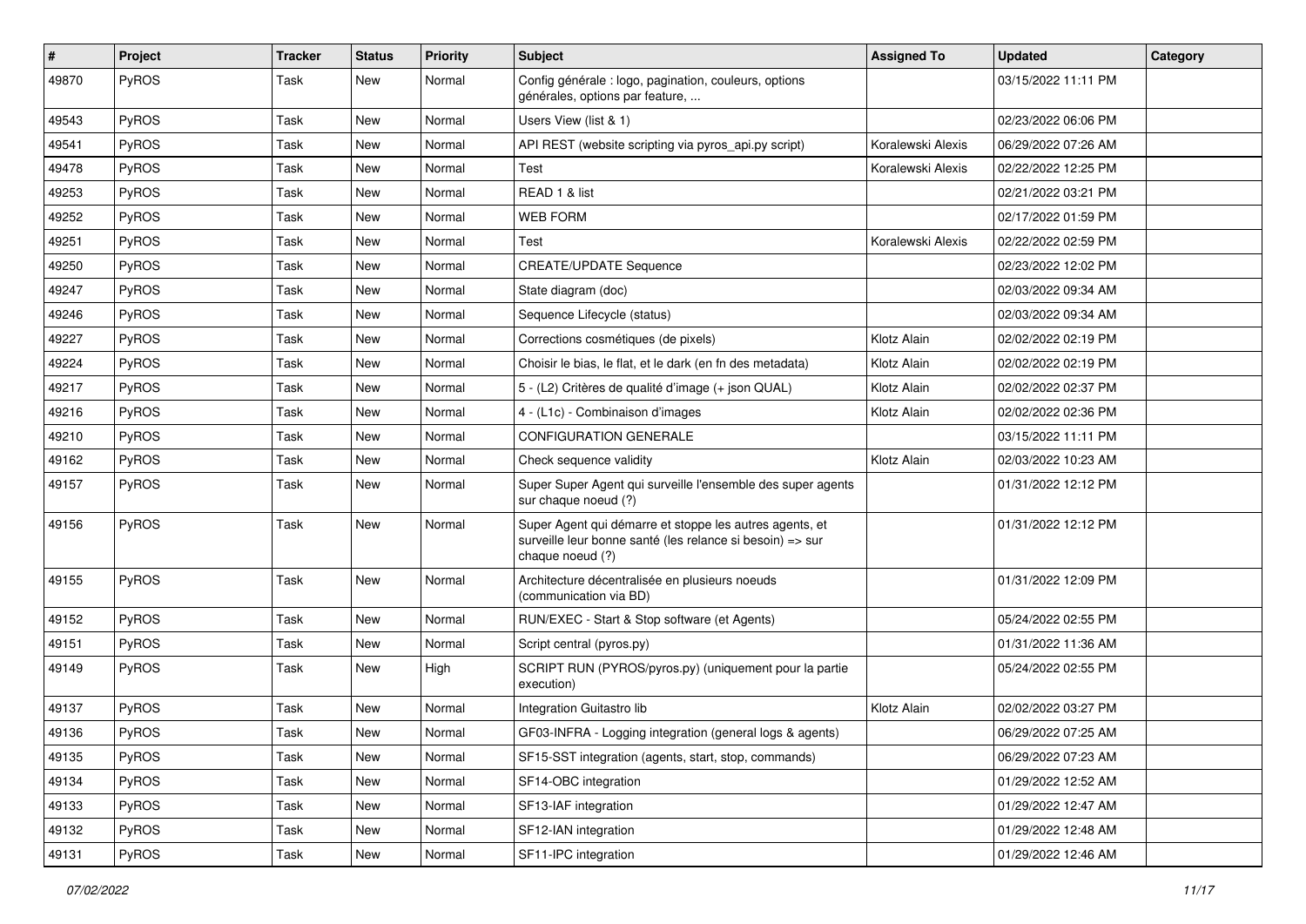| # | Project | Tracker | Status | Priority | Subject | Assigned To | Updated | Category |
|---|---|---|---|---|---|---|---|---|
| 49870 | PyROS | Task | New | Normal | Config générale : logo, pagination, couleurs, options générales, options par feature, ... | | 03/15/2022 11:11 PM | |
| 49543 | PyROS | Task | New | Normal | Users View (list & 1) | | 02/23/2022 06:06 PM | |
| 49541 | PyROS | Task | New | Normal | API REST (website scripting via pyros_api.py script) | Koralewski Alexis | 06/29/2022 07:26 AM | |
| 49478 | PyROS | Task | New | Normal | Test | Koralewski Alexis | 02/22/2022 12:25 PM | |
| 49253 | PyROS | Task | New | Normal | READ 1 & list | | 02/21/2022 03:21 PM | |
| 49252 | PyROS | Task | New | Normal | WEB FORM | | 02/17/2022 01:59 PM | |
| 49251 | PyROS | Task | New | Normal | Test | Koralewski Alexis | 02/22/2022 02:59 PM | |
| 49250 | PyROS | Task | New | Normal | CREATE/UPDATE Sequence | | 02/23/2022 12:02 PM | |
| 49247 | PyROS | Task | New | Normal | State diagram (doc) | | 02/03/2022 09:34 AM | |
| 49246 | PyROS | Task | New | Normal | Sequence Lifecycle (status) | | 02/03/2022 09:34 AM | |
| 49227 | PyROS | Task | New | Normal | Corrections cosmétiques (de pixels) | Klotz Alain | 02/02/2022 02:19 PM | |
| 49224 | PyROS | Task | New | Normal | Choisir le bias, le flat, et le dark (en fn des metadata) | Klotz Alain | 02/02/2022 02:19 PM | |
| 49217 | PyROS | Task | New | Normal | 5 - (L2) Critères de qualité d'image (+ json QUAL) | Klotz Alain | 02/02/2022 02:37 PM | |
| 49216 | PyROS | Task | New | Normal | 4 - (L1c) - Combinaison d'images | Klotz Alain | 02/02/2022 02:36 PM | |
| 49210 | PyROS | Task | New | Normal | CONFIGURATION GENERALE | | 03/15/2022 11:11 PM | |
| 49162 | PyROS | Task | New | Normal | Check sequence validity | Klotz Alain | 02/03/2022 10:23 AM | |
| 49157 | PyROS | Task | New | Normal | Super Super Agent qui surveille l'ensemble des super agents sur chaque noeud (?) | | 01/31/2022 12:12 PM | |
| 49156 | PyROS | Task | New | Normal | Super Agent qui démarre et stoppe les autres agents, et surveille leur bonne santé (les relance si besoin) => sur chaque noeud (?) | | 01/31/2022 12:12 PM | |
| 49155 | PyROS | Task | New | Normal | Architecture décentralisée en plusieurs noeuds (communication via BD) | | 01/31/2022 12:09 PM | |
| 49152 | PyROS | Task | New | Normal | RUN/EXEC - Start & Stop software (et Agents) | | 05/24/2022 02:55 PM | |
| 49151 | PyROS | Task | New | Normal | Script central (pyros.py) | | 01/31/2022 11:36 AM | |
| 49149 | PyROS | Task | New | High | SCRIPT RUN (PYROS/pyros.py) (uniquement pour la partie execution) | | 05/24/2022 02:55 PM | |
| 49137 | PyROS | Task | New | Normal | Integration Guitastro lib | Klotz Alain | 02/02/2022 03:27 PM | |
| 49136 | PyROS | Task | New | Normal | GF03-INFRA - Logging integration (general logs & agents) | | 06/29/2022 07:25 AM | |
| 49135 | PyROS | Task | New | Normal | SF15-SST integration (agents, start, stop, commands) | | 06/29/2022 07:23 AM | |
| 49134 | PyROS | Task | New | Normal | SF14-OBC integration | | 01/29/2022 12:52 AM | |
| 49133 | PyROS | Task | New | Normal | SF13-IAF integration | | 01/29/2022 12:47 AM | |
| 49132 | PyROS | Task | New | Normal | SF12-IAN integration | | 01/29/2022 12:48 AM | |
| 49131 | PyROS | Task | New | Normal | SF11-IPC integration | | 01/29/2022 12:46 AM | |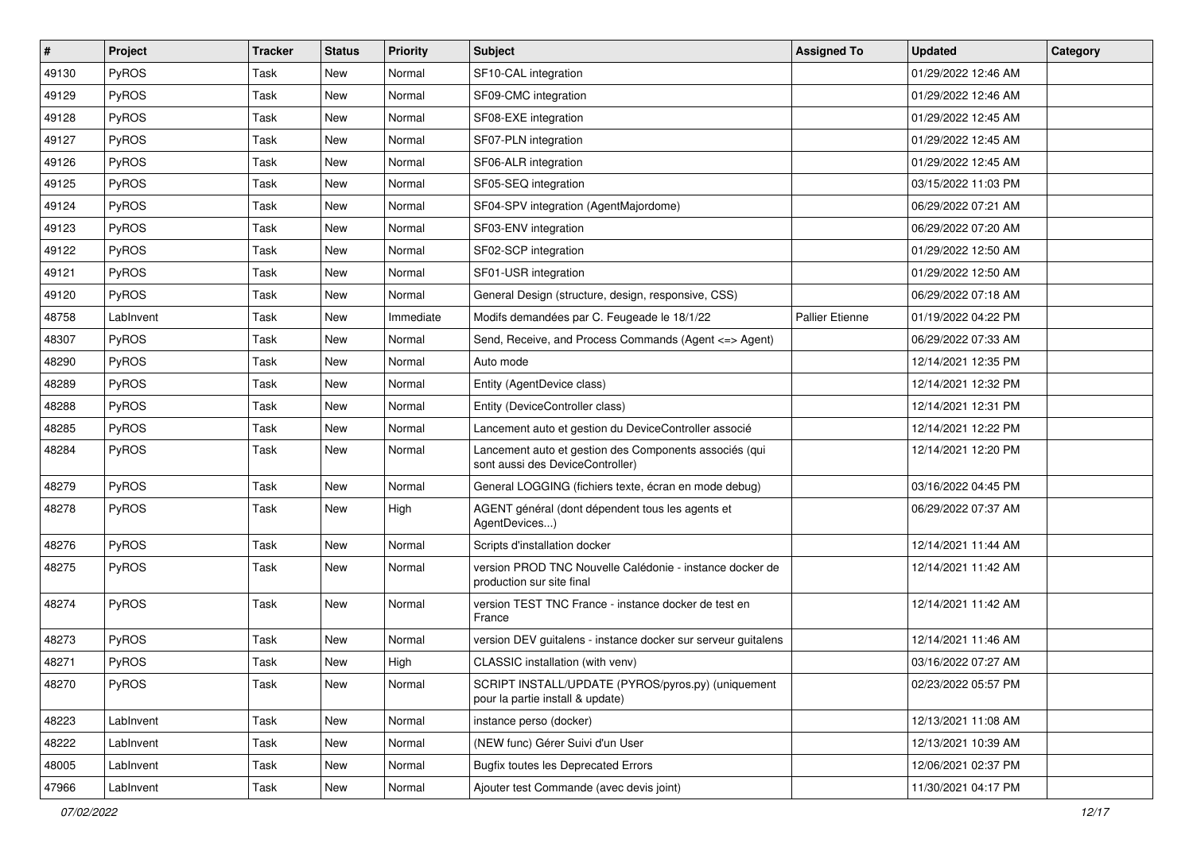| # | Project | Tracker | Status | Priority | Subject | Assigned To | Updated | Category |
|---|---|---|---|---|---|---|---|---|
| 49130 | PyROS | Task | New | Normal | SF10-CAL integration | | 01/29/2022 12:46 AM | |
| 49129 | PyROS | Task | New | Normal | SF09-CMC integration | | 01/29/2022 12:46 AM | |
| 49128 | PyROS | Task | New | Normal | SF08-EXE integration | | 01/29/2022 12:45 AM | |
| 49127 | PyROS | Task | New | Normal | SF07-PLN integration | | 01/29/2022 12:45 AM | |
| 49126 | PyROS | Task | New | Normal | SF06-ALR integration | | 01/29/2022 12:45 AM | |
| 49125 | PyROS | Task | New | Normal | SF05-SEQ integration | | 03/15/2022 11:03 PM | |
| 49124 | PyROS | Task | New | Normal | SF04-SPV integration (AgentMajordome) | | 06/29/2022 07:21 AM | |
| 49123 | PyROS | Task | New | Normal | SF03-ENV integration | | 06/29/2022 07:20 AM | |
| 49122 | PyROS | Task | New | Normal | SF02-SCP integration | | 01/29/2022 12:50 AM | |
| 49121 | PyROS | Task | New | Normal | SF01-USR integration | | 01/29/2022 12:50 AM | |
| 49120 | PyROS | Task | New | Normal | General Design (structure, design, responsive, CSS) | | 06/29/2022 07:18 AM | |
| 48758 | LabInvent | Task | New | Immediate | Modifs demandées par C. Feugeade le 18/1/22 | Pallier Etienne | 01/19/2022 04:22 PM | |
| 48307 | PyROS | Task | New | Normal | Send, Receive, and Process Commands (Agent <=> Agent) | | 06/29/2022 07:33 AM | |
| 48290 | PyROS | Task | New | Normal | Auto mode | | 12/14/2021 12:35 PM | |
| 48289 | PyROS | Task | New | Normal | Entity (AgentDevice class) | | 12/14/2021 12:32 PM | |
| 48288 | PyROS | Task | New | Normal | Entity (DeviceController class) | | 12/14/2021 12:31 PM | |
| 48285 | PyROS | Task | New | Normal | Lancement auto et gestion du DeviceController associé | | 12/14/2021 12:22 PM | |
| 48284 | PyROS | Task | New | Normal | Lancement auto et gestion des Components associés (qui sont aussi des DeviceController) | | 12/14/2021 12:20 PM | |
| 48279 | PyROS | Task | New | Normal | General LOGGING (fichiers texte, écran en mode debug) | | 03/16/2022 04:45 PM | |
| 48278 | PyROS | Task | New | High | AGENT général (dont dépendent tous les agents et AgentDevices...) | | 06/29/2022 07:37 AM | |
| 48276 | PyROS | Task | New | Normal | Scripts d'installation docker | | 12/14/2021 11:44 AM | |
| 48275 | PyROS | Task | New | Normal | version PROD TNC Nouvelle Calédonie - instance docker de production sur site final | | 12/14/2021 11:42 AM | |
| 48274 | PyROS | Task | New | Normal | version TEST TNC France - instance docker de test en France | | 12/14/2021 11:42 AM | |
| 48273 | PyROS | Task | New | Normal | version DEV guitalens - instance docker sur serveur guitalens | | 12/14/2021 11:46 AM | |
| 48271 | PyROS | Task | New | High | CLASSIC installation (with venv) | | 03/16/2022 07:27 AM | |
| 48270 | PyROS | Task | New | Normal | SCRIPT INSTALL/UPDATE (PYROS/pyros.py) (uniquement pour la partie install & update) | | 02/23/2022 05:57 PM | |
| 48223 | LabInvent | Task | New | Normal | instance perso (docker) | | 12/13/2021 11:08 AM | |
| 48222 | LabInvent | Task | New | Normal | (NEW func) Gérer Suivi d'un User | | 12/13/2021 10:39 AM | |
| 48005 | LabInvent | Task | New | Normal | Bugfix toutes les Deprecated Errors | | 12/06/2021 02:37 PM | |
| 47966 | LabInvent | Task | New | Normal | Ajouter test Commande (avec devis joint) | | 11/30/2021 04:17 PM | |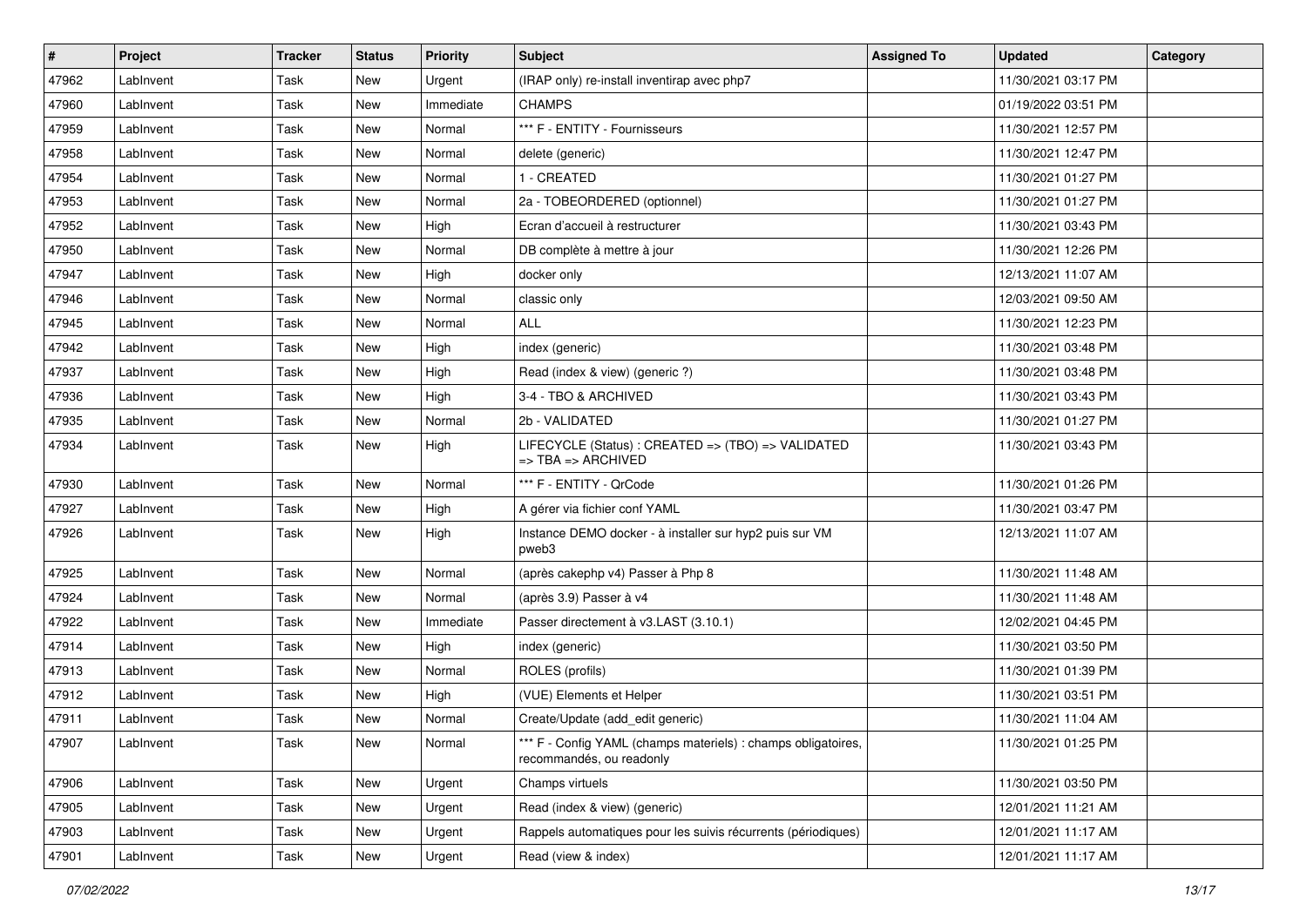| # | Project | Tracker | Status | Priority | Subject | Assigned To | Updated | Category |
|---|---|---|---|---|---|---|---|---|
| 47962 | LabInvent | Task | New | Urgent | (IRAP only) re-install inventirap avec php7 | | 11/30/2021 03:17 PM | |
| 47960 | LabInvent | Task | New | Immediate | CHAMPS | | 01/19/2022 03:51 PM | |
| 47959 | LabInvent | Task | New | Normal | *** F - ENTITY - Fournisseurs | | 11/30/2021 12:57 PM | |
| 47958 | LabInvent | Task | New | Normal | delete (generic) | | 11/30/2021 12:47 PM | |
| 47954 | LabInvent | Task | New | Normal | 1 - CREATED | | 11/30/2021 01:27 PM | |
| 47953 | LabInvent | Task | New | Normal | 2a - TOBEORDERED (optionnel) | | 11/30/2021 01:27 PM | |
| 47952 | LabInvent | Task | New | High | Ecran d'accueil à restructurer | | 11/30/2021 03:43 PM | |
| 47950 | LabInvent | Task | New | Normal | DB complète à mettre à jour | | 11/30/2021 12:26 PM | |
| 47947 | LabInvent | Task | New | High | docker only | | 12/13/2021 11:07 AM | |
| 47946 | LabInvent | Task | New | Normal | classic only | | 12/03/2021 09:50 AM | |
| 47945 | LabInvent | Task | New | Normal | ALL | | 11/30/2021 12:23 PM | |
| 47942 | LabInvent | Task | New | High | index (generic) | | 11/30/2021 03:48 PM | |
| 47937 | LabInvent | Task | New | High | Read (index & view) (generic ?) | | 11/30/2021 03:48 PM | |
| 47936 | LabInvent | Task | New | High | 3-4 - TBO & ARCHIVED | | 11/30/2021 03:43 PM | |
| 47935 | LabInvent | Task | New | Normal | 2b - VALIDATED | | 11/30/2021 01:27 PM | |
| 47934 | LabInvent | Task | New | High | LIFECYCLE (Status) : CREATED => (TBO) => VALIDATED => TBA => ARCHIVED | | 11/30/2021 03:43 PM | |
| 47930 | LabInvent | Task | New | Normal | *** F - ENTITY - QrCode | | 11/30/2021 01:26 PM | |
| 47927 | LabInvent | Task | New | High | A gérer via fichier conf YAML | | 11/30/2021 03:47 PM | |
| 47926 | LabInvent | Task | New | High | Instance DEMO docker - à installer sur hyp2 puis sur VM pweb3 | | 12/13/2021 11:07 AM | |
| 47925 | LabInvent | Task | New | Normal | (après cakephp v4) Passer à Php 8 | | 11/30/2021 11:48 AM | |
| 47924 | LabInvent | Task | New | Normal | (après 3.9) Passer à v4 | | 11/30/2021 11:48 AM | |
| 47922 | LabInvent | Task | New | Immediate | Passer directement à v3.LAST (3.10.1) | | 12/02/2021 04:45 PM | |
| 47914 | LabInvent | Task | New | High | index (generic) | | 11/30/2021 03:50 PM | |
| 47913 | LabInvent | Task | New | Normal | ROLES (profils) | | 11/30/2021 01:39 PM | |
| 47912 | LabInvent | Task | New | High | (VUE) Elements et Helper | | 11/30/2021 03:51 PM | |
| 47911 | LabInvent | Task | New | Normal | Create/Update (add_edit generic) | | 11/30/2021 11:04 AM | |
| 47907 | LabInvent | Task | New | Normal | *** F - Config YAML (champs materiels) : champs obligatoires, recommandés, ou readonly | | 11/30/2021 01:25 PM | |
| 47906 | LabInvent | Task | New | Urgent | Champs virtuels | | 11/30/2021 03:50 PM | |
| 47905 | LabInvent | Task | New | Urgent | Read (index & view) (generic) | | 12/01/2021 11:21 AM | |
| 47903 | LabInvent | Task | New | Urgent | Rappels automatiques pour les suivis récurrents (périodiques) | | 12/01/2021 11:17 AM | |
| 47901 | LabInvent | Task | New | Urgent | Read (view & index) | | 12/01/2021 11:17 AM | |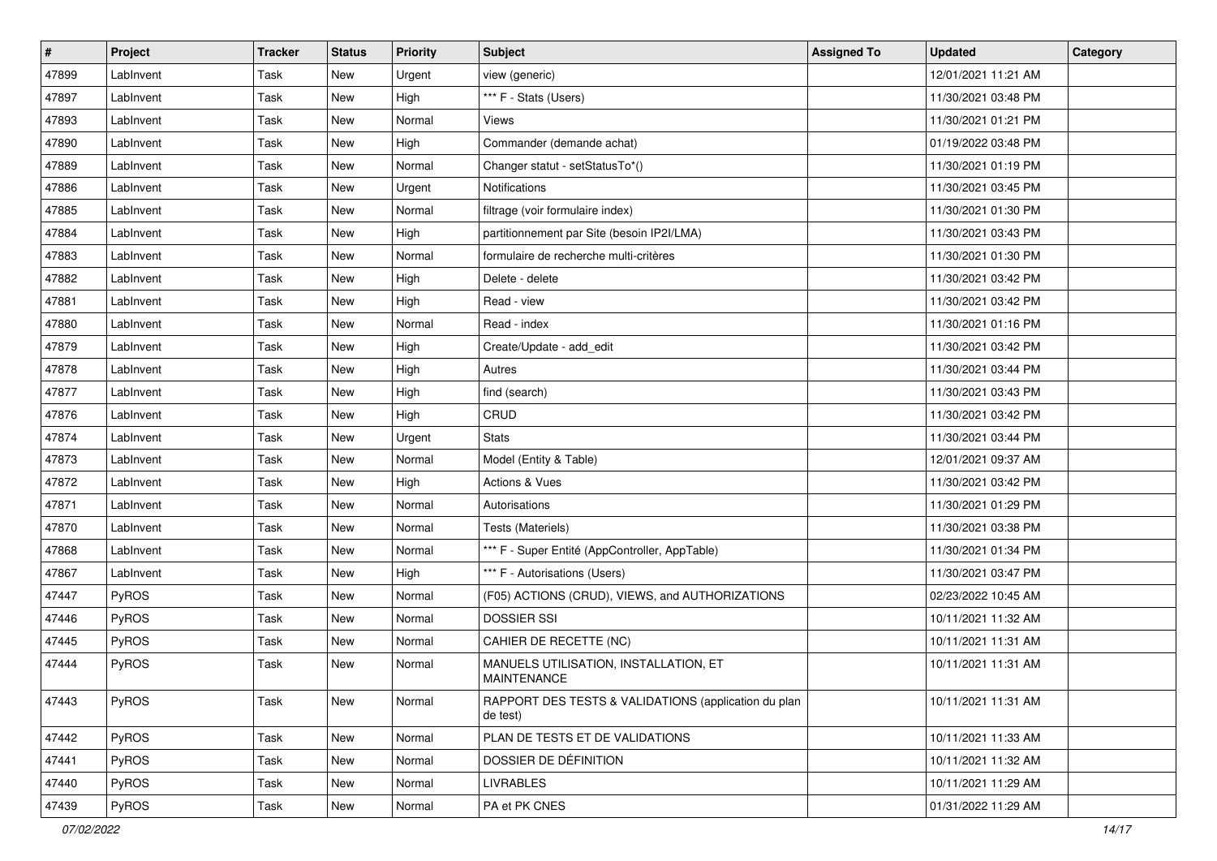| # | Project | Tracker | Status | Priority | Subject | Assigned To | Updated | Category |
|---|---|---|---|---|---|---|---|---|
| 47899 | LabInvent | Task | New | Urgent | view (generic) | | 12/01/2021 11:21 AM | |
| 47897 | LabInvent | Task | New | High | *** F - Stats (Users) | | 11/30/2021 03:48 PM | |
| 47893 | LabInvent | Task | New | Normal | Views | | 11/30/2021 01:21 PM | |
| 47890 | LabInvent | Task | New | High | Commander (demande achat) | | 01/19/2022 03:48 PM | |
| 47889 | LabInvent | Task | New | Normal | Changer statut - setStatusTo*() | | 11/30/2021 01:19 PM | |
| 47886 | LabInvent | Task | New | Urgent | Notifications | | 11/30/2021 03:45 PM | |
| 47885 | LabInvent | Task | New | Normal | filtrage (voir formulaire index) | | 11/30/2021 01:30 PM | |
| 47884 | LabInvent | Task | New | High | partitionnement par Site (besoin IP2I/LMA) | | 11/30/2021 03:43 PM | |
| 47883 | LabInvent | Task | New | Normal | formulaire de recherche multi-critères | | 11/30/2021 01:30 PM | |
| 47882 | LabInvent | Task | New | High | Delete - delete | | 11/30/2021 03:42 PM | |
| 47881 | LabInvent | Task | New | High | Read - view | | 11/30/2021 03:42 PM | |
| 47880 | LabInvent | Task | New | Normal | Read - index | | 11/30/2021 01:16 PM | |
| 47879 | LabInvent | Task | New | High | Create/Update - add_edit | | 11/30/2021 03:42 PM | |
| 47878 | LabInvent | Task | New | High | Autres | | 11/30/2021 03:44 PM | |
| 47877 | LabInvent | Task | New | High | find (search) | | 11/30/2021 03:43 PM | |
| 47876 | LabInvent | Task | New | High | CRUD | | 11/30/2021 03:42 PM | |
| 47874 | LabInvent | Task | New | Urgent | Stats | | 11/30/2021 03:44 PM | |
| 47873 | LabInvent | Task | New | Normal | Model (Entity & Table) | | 12/01/2021 09:37 AM | |
| 47872 | LabInvent | Task | New | High | Actions & Vues | | 11/30/2021 03:42 PM | |
| 47871 | LabInvent | Task | New | Normal | Autorisations | | 11/30/2021 01:29 PM | |
| 47870 | LabInvent | Task | New | Normal | Tests (Materiels) | | 11/30/2021 03:38 PM | |
| 47868 | LabInvent | Task | New | Normal | *** F - Super Entité (AppController, AppTable) | | 11/30/2021 01:34 PM | |
| 47867 | LabInvent | Task | New | High | *** F - Autorisations (Users) | | 11/30/2021 03:47 PM | |
| 47447 | PyROS | Task | New | Normal | (F05) ACTIONS (CRUD), VIEWS, and AUTHORIZATIONS | | 02/23/2022 10:45 AM | |
| 47446 | PyROS | Task | New | Normal | DOSSIER SSI | | 10/11/2021 11:32 AM | |
| 47445 | PyROS | Task | New | Normal | CAHIER DE RECETTE (NC) | | 10/11/2021 11:31 AM | |
| 47444 | PyROS | Task | New | Normal | MANUELS UTILISATION, INSTALLATION, ET MAINTENANCE | | 10/11/2021 11:31 AM | |
| 47443 | PyROS | Task | New | Normal | RAPPORT DES TESTS & VALIDATIONS (application du plan de test) | | 10/11/2021 11:31 AM | |
| 47442 | PyROS | Task | New | Normal | PLAN DE TESTS ET DE VALIDATIONS | | 10/11/2021 11:33 AM | |
| 47441 | PyROS | Task | New | Normal | DOSSIER DE DÉFINITION | | 10/11/2021 11:32 AM | |
| 47440 | PyROS | Task | New | Normal | LIVRABLES | | 10/11/2021 11:29 AM | |
| 47439 | PyROS | Task | New | Normal | PA et PK CNES | | 01/31/2022 11:29 AM | |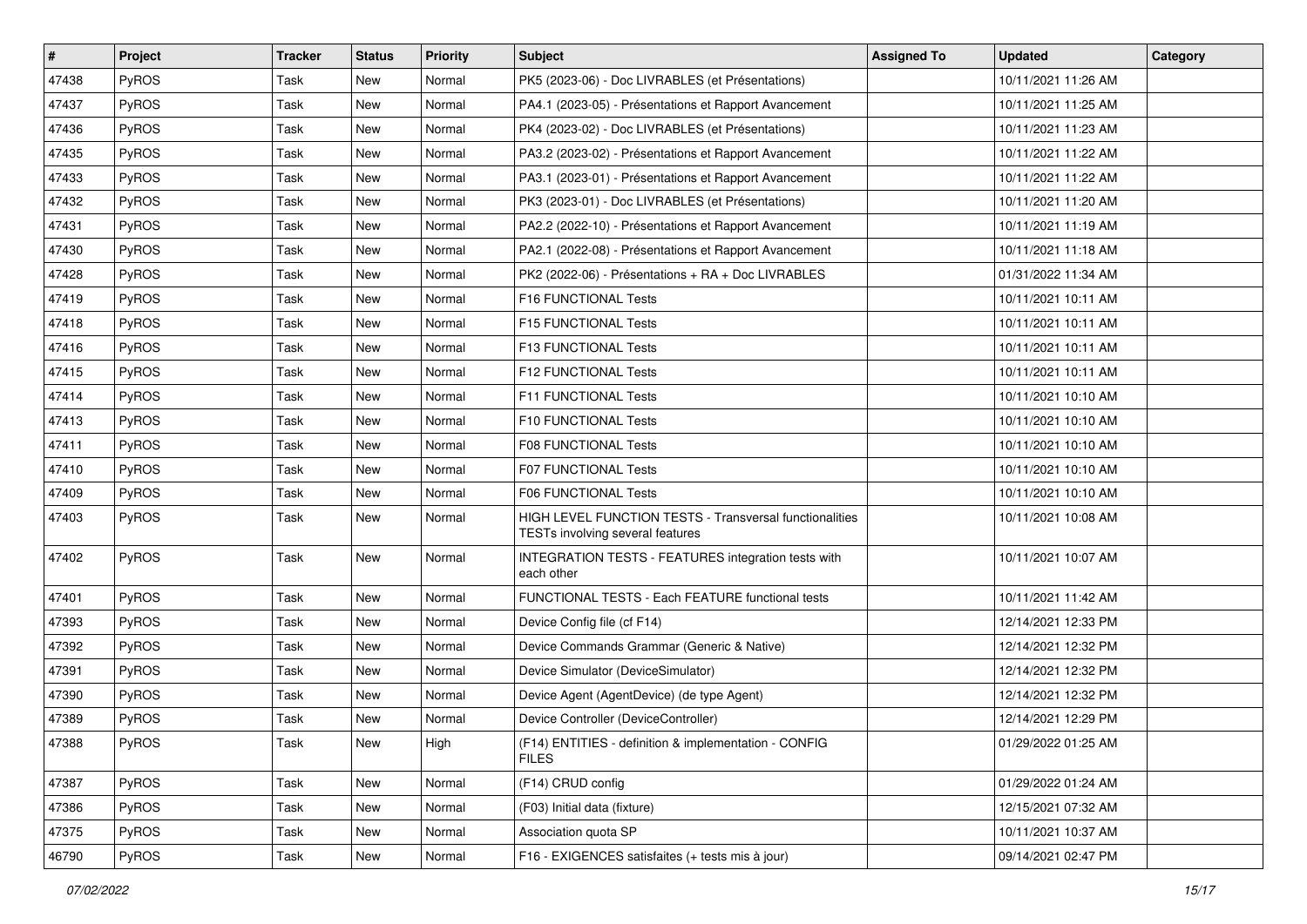| # | Project | Tracker | Status | Priority | Subject | Assigned To | Updated | Category |
|---|---|---|---|---|---|---|---|---|
| 47438 | PyROS | Task | New | Normal | PK5 (2023-06) - Doc LIVRABLES (et Présentations) | | 10/11/2021 11:26 AM | |
| 47437 | PyROS | Task | New | Normal | PA4.1 (2023-05) - Présentations et Rapport Avancement | | 10/11/2021 11:25 AM | |
| 47436 | PyROS | Task | New | Normal | PK4 (2023-02) - Doc LIVRABLES (et Présentations) | | 10/11/2021 11:23 AM | |
| 47435 | PyROS | Task | New | Normal | PA3.2 (2023-02) - Présentations et Rapport Avancement | | 10/11/2021 11:22 AM | |
| 47433 | PyROS | Task | New | Normal | PA3.1 (2023-01) - Présentations et Rapport Avancement | | 10/11/2021 11:22 AM | |
| 47432 | PyROS | Task | New | Normal | PK3 (2023-01) - Doc LIVRABLES (et Présentations) | | 10/11/2021 11:20 AM | |
| 47431 | PyROS | Task | New | Normal | PA2.2 (2022-10) - Présentations et Rapport Avancement | | 10/11/2021 11:19 AM | |
| 47430 | PyROS | Task | New | Normal | PA2.1 (2022-08) - Présentations et Rapport Avancement | | 10/11/2021 11:18 AM | |
| 47428 | PyROS | Task | New | Normal | PK2 (2022-06) - Présentations + RA + Doc LIVRABLES | | 01/31/2022 11:34 AM | |
| 47419 | PyROS | Task | New | Normal | F16 FUNCTIONAL Tests | | 10/11/2021 10:11 AM | |
| 47418 | PyROS | Task | New | Normal | F15 FUNCTIONAL Tests | | 10/11/2021 10:11 AM | |
| 47416 | PyROS | Task | New | Normal | F13 FUNCTIONAL Tests | | 10/11/2021 10:11 AM | |
| 47415 | PyROS | Task | New | Normal | F12 FUNCTIONAL Tests | | 10/11/2021 10:11 AM | |
| 47414 | PyROS | Task | New | Normal | F11 FUNCTIONAL Tests | | 10/11/2021 10:10 AM | |
| 47413 | PyROS | Task | New | Normal | F10 FUNCTIONAL Tests | | 10/11/2021 10:10 AM | |
| 47411 | PyROS | Task | New | Normal | F08 FUNCTIONAL Tests | | 10/11/2021 10:10 AM | |
| 47410 | PyROS | Task | New | Normal | F07 FUNCTIONAL Tests | | 10/11/2021 10:10 AM | |
| 47409 | PyROS | Task | New | Normal | F06 FUNCTIONAL Tests | | 10/11/2021 10:10 AM | |
| 47403 | PyROS | Task | New | Normal | HIGH LEVEL FUNCTION TESTS - Transversal functionalities TESTs involving several features | | 10/11/2021 10:08 AM | |
| 47402 | PyROS | Task | New | Normal | INTEGRATION TESTS - FEATURES integration tests with each other | | 10/11/2021 10:07 AM | |
| 47401 | PyROS | Task | New | Normal | FUNCTIONAL TESTS - Each FEATURE functional tests | | 10/11/2021 11:42 AM | |
| 47393 | PyROS | Task | New | Normal | Device Config file (cf F14) | | 12/14/2021 12:33 PM | |
| 47392 | PyROS | Task | New | Normal | Device Commands Grammar (Generic & Native) | | 12/14/2021 12:32 PM | |
| 47391 | PyROS | Task | New | Normal | Device Simulator (DeviceSimulator) | | 12/14/2021 12:32 PM | |
| 47390 | PyROS | Task | New | Normal | Device Agent (AgentDevice) (de type Agent) | | 12/14/2021 12:32 PM | |
| 47389 | PyROS | Task | New | Normal | Device Controller (DeviceController) | | 12/14/2021 12:29 PM | |
| 47388 | PyROS | Task | New | High | (F14) ENTITIES - definition & implementation - CONFIG FILES | | 01/29/2022 01:25 AM | |
| 47387 | PyROS | Task | New | Normal | (F14) CRUD config | | 01/29/2022 01:24 AM | |
| 47386 | PyROS | Task | New | Normal | (F03) Initial data (fixture) | | 12/15/2021 07:32 AM | |
| 47375 | PyROS | Task | New | Normal | Association quota SP | | 10/11/2021 10:37 AM | |
| 46790 | PyROS | Task | New | Normal | F16 - EXIGENCES satisfaites (+ tests mis à jour) | | 09/14/2021 02:47 PM | |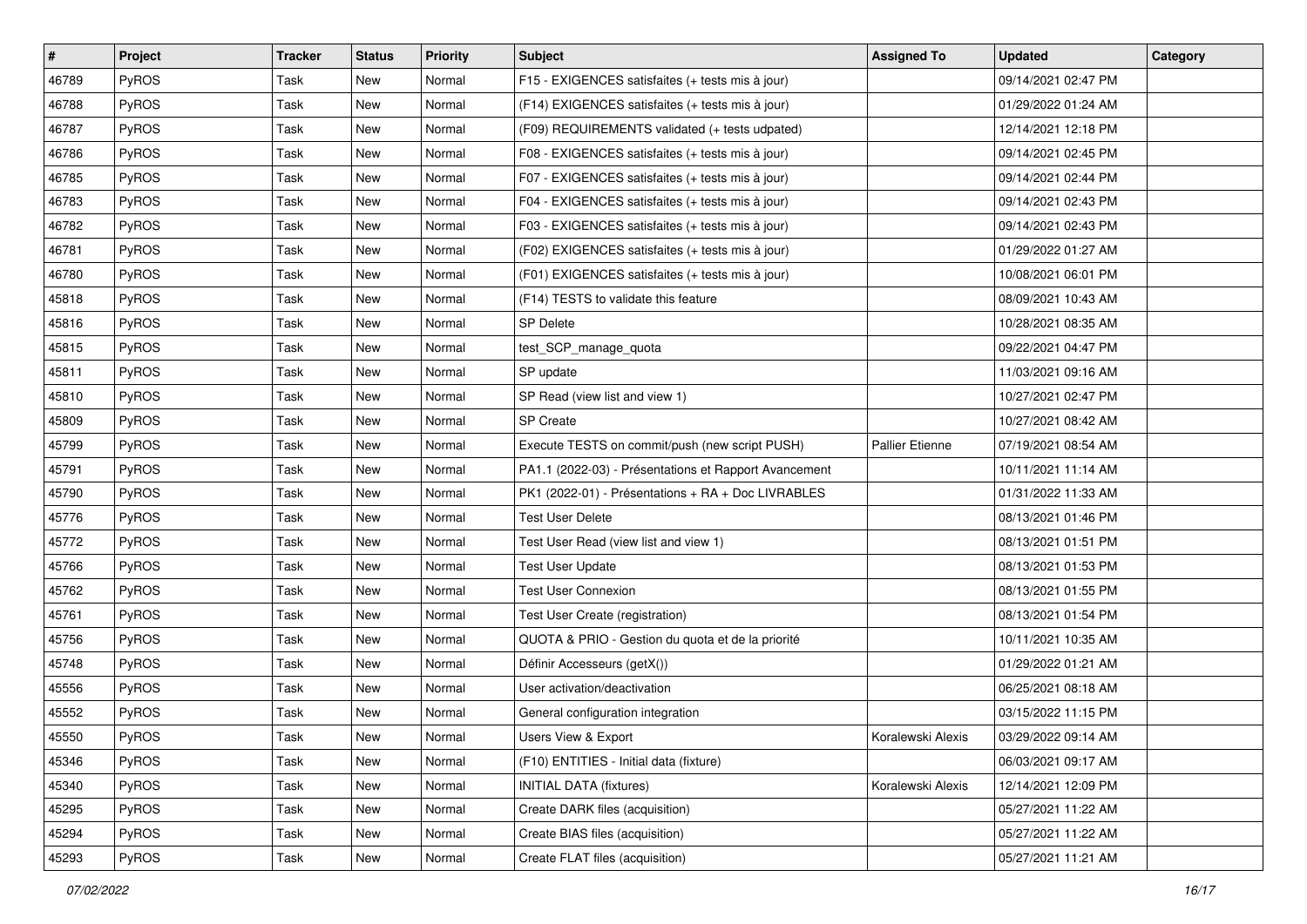| # | Project | Tracker | Status | Priority | Subject | Assigned To | Updated | Category |
|---|---|---|---|---|---|---|---|---|
| 46789 | PyROS | Task | New | Normal | F15 - EXIGENCES satisfaites (+ tests mis à jour) | | 09/14/2021 02:47 PM | |
| 46788 | PyROS | Task | New | Normal | (F14) EXIGENCES satisfaites (+ tests mis à jour) | | 01/29/2022 01:24 AM | |
| 46787 | PyROS | Task | New | Normal | (F09) REQUIREMENTS validated (+ tests udpated) | | 12/14/2021 12:18 PM | |
| 46786 | PyROS | Task | New | Normal | F08 - EXIGENCES satisfaites (+ tests mis à jour) | | 09/14/2021 02:45 PM | |
| 46785 | PyROS | Task | New | Normal | F07 - EXIGENCES satisfaites (+ tests mis à jour) | | 09/14/2021 02:44 PM | |
| 46783 | PyROS | Task | New | Normal | F04 - EXIGENCES satisfaites (+ tests mis à jour) | | 09/14/2021 02:43 PM | |
| 46782 | PyROS | Task | New | Normal | F03 - EXIGENCES satisfaites (+ tests mis à jour) | | 09/14/2021 02:43 PM | |
| 46781 | PyROS | Task | New | Normal | (F02) EXIGENCES satisfaites (+ tests mis à jour) | | 01/29/2022 01:27 AM | |
| 46780 | PyROS | Task | New | Normal | (F01) EXIGENCES satisfaites (+ tests mis à jour) | | 10/08/2021 06:01 PM | |
| 45818 | PyROS | Task | New | Normal | (F14) TESTS to validate this feature | | 08/09/2021 10:43 AM | |
| 45816 | PyROS | Task | New | Normal | SP Delete | | 10/28/2021 08:35 AM | |
| 45815 | PyROS | Task | New | Normal | test_SCP_manage_quota | | 09/22/2021 04:47 PM | |
| 45811 | PyROS | Task | New | Normal | SP update | | 11/03/2021 09:16 AM | |
| 45810 | PyROS | Task | New | Normal | SP Read (view list and view 1) | | 10/27/2021 02:47 PM | |
| 45809 | PyROS | Task | New | Normal | SP Create | | 10/27/2021 08:42 AM | |
| 45799 | PyROS | Task | New | Normal | Execute TESTS on commit/push (new script PUSH) | Pallier Etienne | 07/19/2021 08:54 AM | |
| 45791 | PyROS | Task | New | Normal | PA1.1 (2022-03) - Présentations et Rapport Avancement | | 10/11/2021 11:14 AM | |
| 45790 | PyROS | Task | New | Normal | PK1 (2022-01) - Présentations + RA + Doc LIVRABLES | | 01/31/2022 11:33 AM | |
| 45776 | PyROS | Task | New | Normal | Test User Delete | | 08/13/2021 01:46 PM | |
| 45772 | PyROS | Task | New | Normal | Test User Read (view list and view 1) | | 08/13/2021 01:51 PM | |
| 45766 | PyROS | Task | New | Normal | Test User Update | | 08/13/2021 01:53 PM | |
| 45762 | PyROS | Task | New | Normal | Test User Connexion | | 08/13/2021 01:55 PM | |
| 45761 | PyROS | Task | New | Normal | Test User Create (registration) | | 08/13/2021 01:54 PM | |
| 45756 | PyROS | Task | New | Normal | QUOTA & PRIO - Gestion du quota et de la priorité | | 10/11/2021 10:35 AM | |
| 45748 | PyROS | Task | New | Normal | Définir Accesseurs (getX()) | | 01/29/2022 01:21 AM | |
| 45556 | PyROS | Task | New | Normal | User activation/deactivation | | 06/25/2021 08:18 AM | |
| 45552 | PyROS | Task | New | Normal | General configuration integration | | 03/15/2022 11:15 PM | |
| 45550 | PyROS | Task | New | Normal | Users View & Export | Koralewski Alexis | 03/29/2022 09:14 AM | |
| 45346 | PyROS | Task | New | Normal | (F10) ENTITIES - Initial data (fixture) | | 06/03/2021 09:17 AM | |
| 45340 | PyROS | Task | New | Normal | INITIAL DATA (fixtures) | Koralewski Alexis | 12/14/2021 12:09 PM | |
| 45295 | PyROS | Task | New | Normal | Create DARK files (acquisition) | | 05/27/2021 11:22 AM | |
| 45294 | PyROS | Task | New | Normal | Create BIAS files (acquisition) | | 05/27/2021 11:22 AM | |
| 45293 | PyROS | Task | New | Normal | Create FLAT files (acquisition) | | 05/27/2021 11:21 AM | |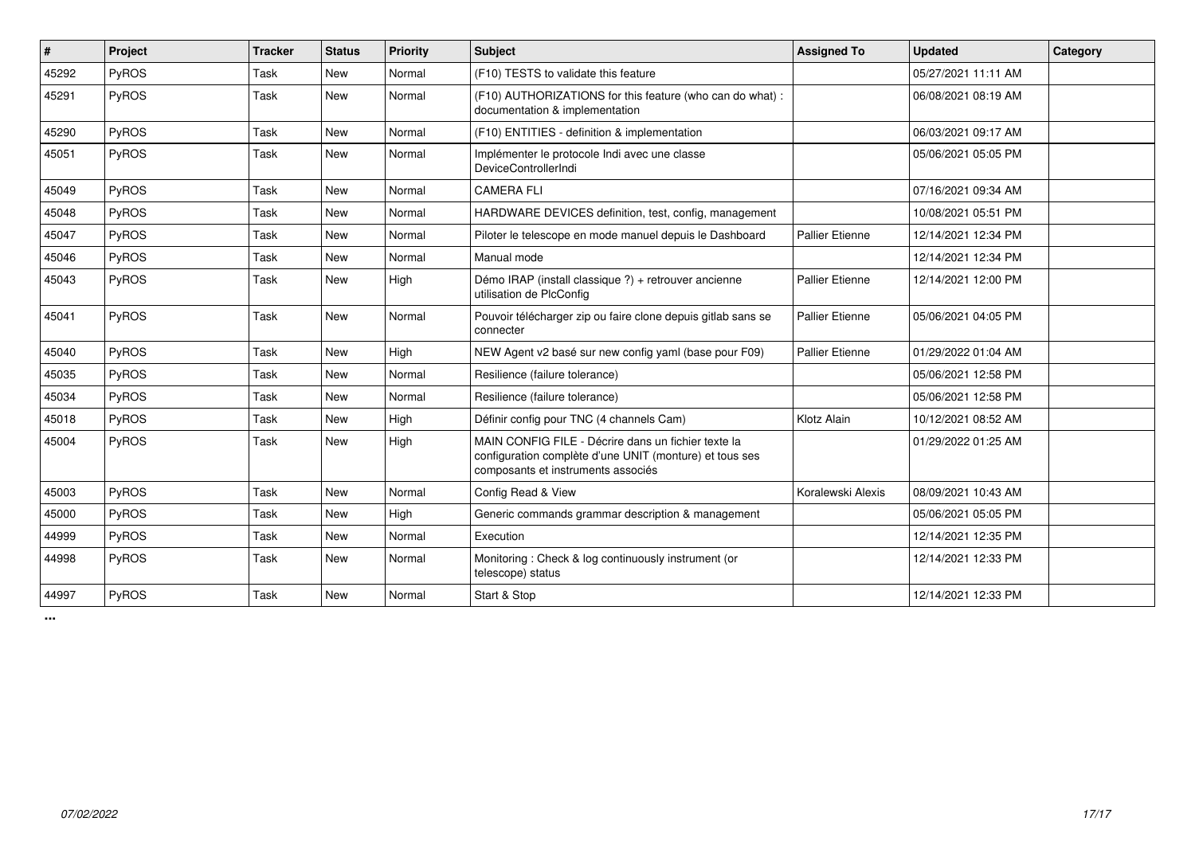| # | Project | Tracker | Status | Priority | Subject | Assigned To | Updated | Category |
|---|---|---|---|---|---|---|---|---|
| 45292 | PyROS | Task | New | Normal | (F10) TESTS to validate this feature | | 05/27/2021 11:11 AM | |
| 45291 | PyROS | Task | New | Normal | (F10) AUTHORIZATIONS for this feature (who can do what) : documentation & implementation | | 06/08/2021 08:19 AM | |
| 45290 | PyROS | Task | New | Normal | (F10) ENTITIES - definition & implementation | | 06/03/2021 09:17 AM | |
| 45051 | PyROS | Task | New | Normal | Implémenter le protocole Indi avec une classe DeviceControllerIndi | | 05/06/2021 05:05 PM | |
| 45049 | PyROS | Task | New | Normal | CAMERA FLI | | 07/16/2021 09:34 AM | |
| 45048 | PyROS | Task | New | Normal | HARDWARE DEVICES definition, test, config, management | | 10/08/2021 05:51 PM | |
| 45047 | PyROS | Task | New | Normal | Piloter le telescope en mode manuel depuis le Dashboard | Pallier Etienne | 12/14/2021 12:34 PM | |
| 45046 | PyROS | Task | New | Normal | Manual mode | | 12/14/2021 12:34 PM | |
| 45043 | PyROS | Task | New | High | Démo IRAP (install classique ?) + retrouver ancienne utilisation de PlcConfig | Pallier Etienne | 12/14/2021 12:00 PM | |
| 45041 | PyROS | Task | New | Normal | Pouvoir télécharger zip ou faire clone depuis gitlab sans se connecter | Pallier Etienne | 05/06/2021 04:05 PM | |
| 45040 | PyROS | Task | New | High | NEW Agent v2 basé sur new config yaml (base pour F09) | Pallier Etienne | 01/29/2022 01:04 AM | |
| 45035 | PyROS | Task | New | Normal | Resilience (failure tolerance) | | 05/06/2021 12:58 PM | |
| 45034 | PyROS | Task | New | Normal | Resilience (failure tolerance) | | 05/06/2021 12:58 PM | |
| 45018 | PyROS | Task | New | High | Définir config pour TNC (4 channels Cam) | Klotz Alain | 10/12/2021 08:52 AM | |
| 45004 | PyROS | Task | New | High | MAIN CONFIG FILE - Décrire dans un fichier texte la configuration complète d'une UNIT (monture) et tous ses composants et instruments associés | | 01/29/2022 01:25 AM | |
| 45003 | PyROS | Task | New | Normal | Config Read & View | Koralewski Alexis | 08/09/2021 10:43 AM | |
| 45000 | PyROS | Task | New | High | Generic commands grammar description & management | | 05/06/2021 05:05 PM | |
| 44999 | PyROS | Task | New | Normal | Execution | | 12/14/2021 12:35 PM | |
| 44998 | PyROS | Task | New | Normal | Monitoring : Check & log continuously instrument (or telescope) status | | 12/14/2021 12:33 PM | |
| 44997 | PyROS | Task | New | Normal | Start & Stop | | 12/14/2021 12:33 PM | |

...